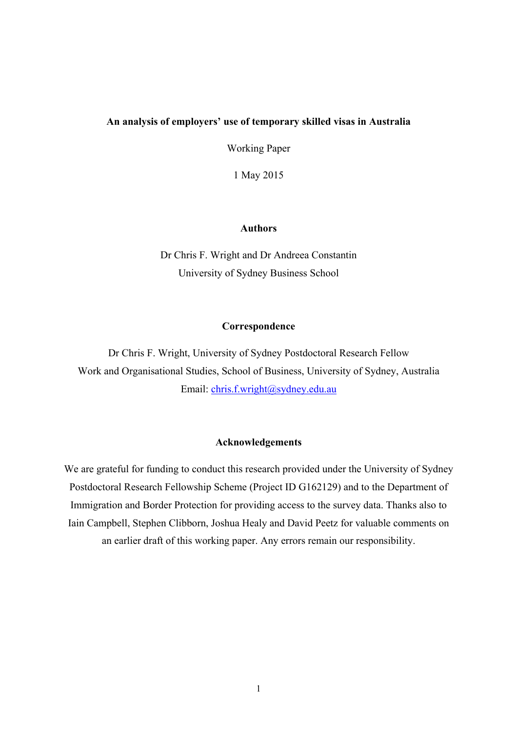# An analysis of employers' use of temporary skilled visas in Australia

Working Paper

1 May 2015

## Authors

Dr Chris F. Wright and Dr Andreea Constantin

University of Sydney Business School

## Correspondence

Dr Chris F. Wright, University of Sydney Postdoctoral Research Fellow

Work and Organisational Studies, School of Business, University of Sydney, Australia

Email: chris.f.wright@sydney.edu.au

## Acknowledgements

We are grateful for funding to conduct this research provided under the University of Sydney Postdoctoral Research Fellowship Scheme (Project ID G162129) and to the Department of Immigration and Border Protection for providing access to the survey data. Thanks also to Iain Campbell, Stephen Clibborn, Joshua Healy and David Peetz for valuable comments on an earlier draft of this working paper. Any errors remain our responsibility.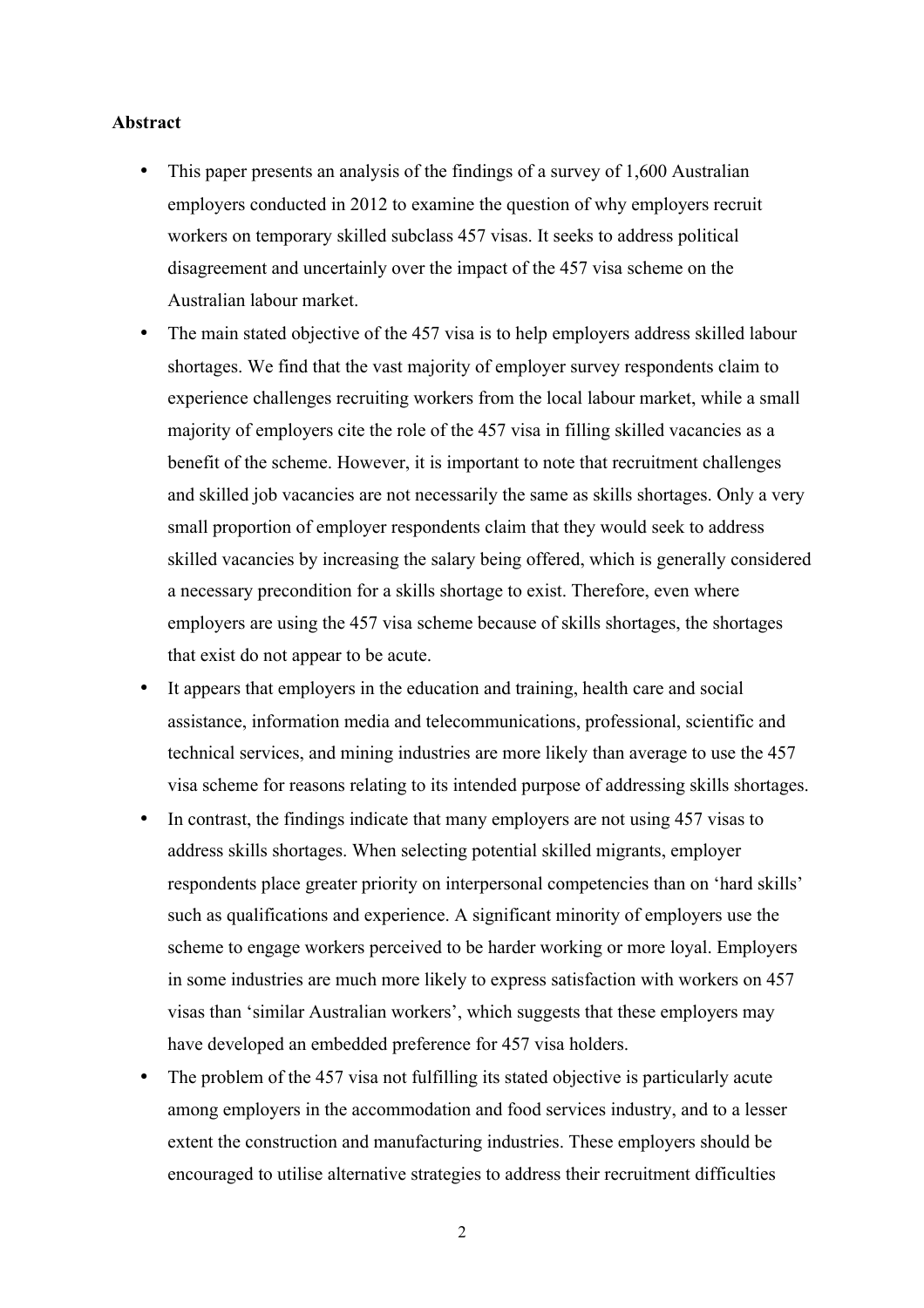**Abstract**

- This paper presents an analysis of the findings of a survey of 1,600 Australian employers conducted in 2012 to examine the question of why employers recruit workers on temporary skilled subclass 457 visas. It seeks to address political disagreement and uncertainly over the impact of the 457 visa scheme on the Australian labour market.
- The main stated objective of the 457 visa is to help employers address skilled labour shortages. We find that the vast majority of employer survey respondents claim to experience challenges recruiting workers from the local labour market, while a small majority of employers cite the role of the 457 visa in filling skilled vacancies as a benefit of the scheme. However, it is important to note that recruitment challenges and skilled job vacancies are not necessarily the same as skills shortages. Only a very small proportion of employer respondents claim that they would seek to address skilled vacancies by increasing the salary being offered, which is generally considered a necessary precondition for a skills shortage to exist. Therefore, even where employers are using the 457 visa scheme because of skills shortages, the shortages that exist do not appear to be acute.
- It appears that employers in the education and training, health care and social assistance, information media and telecommunications, professional, scientific and technical services, and mining industries are more likely than average to use the 457 visa scheme for reasons relating to its intended purpose of addressing skills shortages.
- In contrast, the findings indicate that many employers are not using 457 visas to address skills shortages. When selecting potential skilled migrants, employer respondents place greater priority on interpersonal competencies than on 'hard skills' such as qualifications and experience. A significant minority of employers use the scheme to engage workers perceived to be harder working or more loyal. Employers in some industries are much more likely to express satisfaction with workers on 457 visas than 'similar Australian workers', which suggests that these employers may have developed an embedded preference for 457 visa holders.
- The problem of the 457 visa not fulfilling its stated objective is particularly acute among employers in the accommodation and food services industry, and to a lesser extent the construction and manufacturing industries. These employers should be encouraged to utilise alternative strategies to address their recruitment difficulties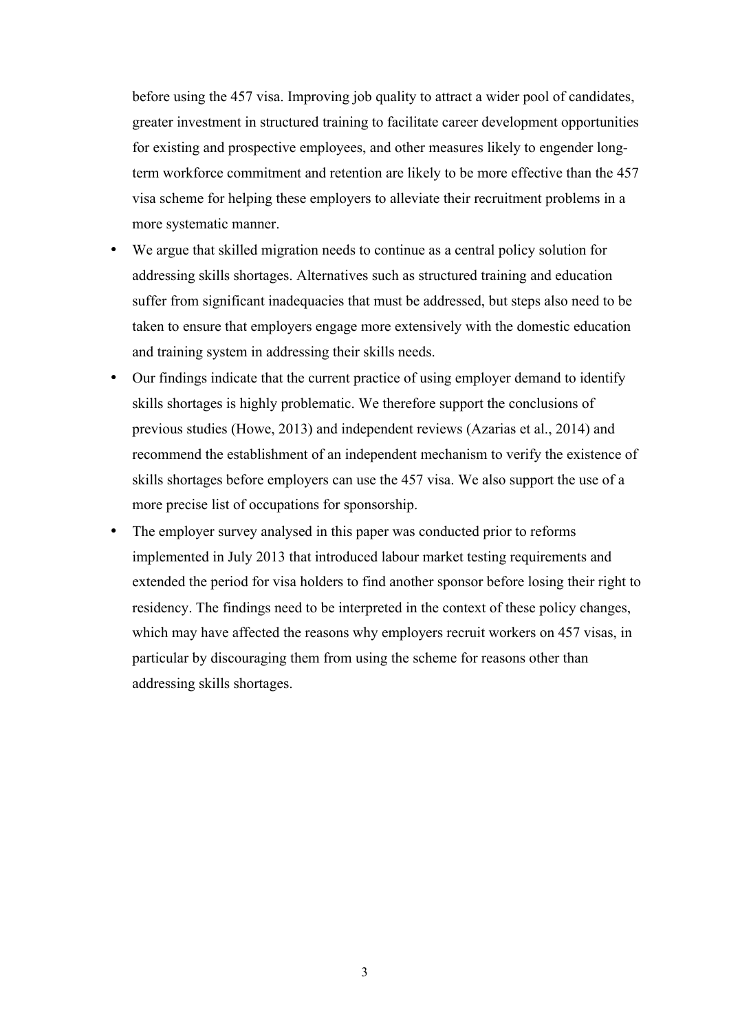before using the 457 visa. Improving job quality to attract a wider pool of candidates, greater investment in structured training to facilitate career development opportunities for existing and prospective employees, and other measures likely to engender long-term workforce commitment and retention are likely to be more effective than the 457 visa scheme for helping these employers to alleviate their recruitment problems in a more systematic manner.

- We argue that skilled migration needs to continue as a central policy solution for addressing skills shortages. Alternatives such as structured training and education suffer from significant inadequacies that must be addressed, but steps also need to be taken to ensure that employers engage more extensively with the domestic education and training system in addressing their skills needs.
- Our findings indicate that the current practice of using employer demand to identify skills shortages is highly problematic. We therefore support the conclusions of previous studies (Howe, 2013) and independent reviews (Azarias et al., 2014) and recommend the establishment of an independent mechanism to verify the existence of skills shortages before employers can use the 457 visa. We also support the use of a more precise list of occupations for sponsorship.
- The employer survey analysed in this paper was conducted prior to reforms implemented in July 2013 that introduced labour market testing requirements and extended the period for visa holders to find another sponsor before losing their right to residency. The findings need to be interpreted in the context of these policy changes, which may have affected the reasons why employers recruit workers on 457 visas, in particular by discouraging them from using the scheme for reasons other than addressing skills shortages.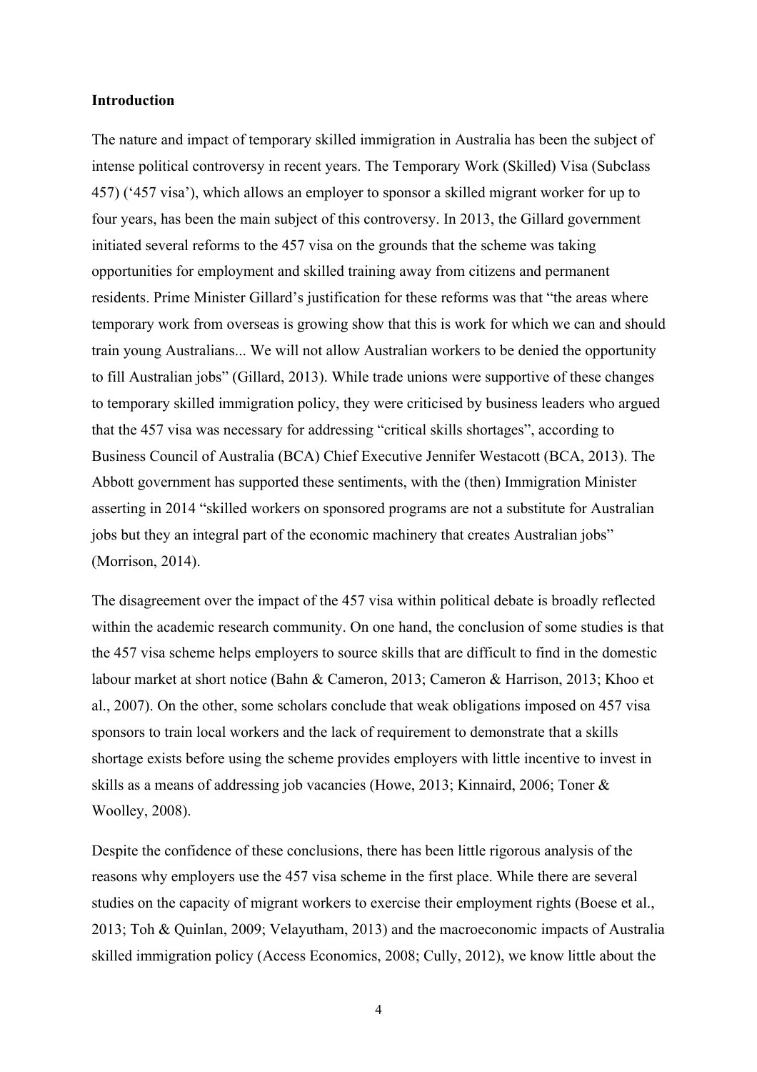**Introduction**

The nature and impact of temporary skilled immigration in Australia has been the subject of intense political controversy in recent years. The Temporary Work (Skilled) Visa (Subclass 457) ('457 visa'), which allows an employer to sponsor a skilled migrant worker for up to four years, has been the main subject of this controversy. In 2013, the Gillard government initiated several reforms to the 457 visa on the grounds that the scheme was taking opportunities for employment and skilled training away from citizens and permanent residents. Prime Minister Gillard's justification for these reforms was that "the areas where temporary work from overseas is growing show that this is work for which we can and should train young Australians... We will not allow Australian workers to be denied the opportunity to fill Australian jobs" (Gillard, 2013). While trade unions were supportive of these changes to temporary skilled immigration policy, they were criticised by business leaders who argued that the 457 visa was necessary for addressing "critical skills shortages", according to Business Council of Australia (BCA) Chief Executive Jennifer Westacott (BCA, 2013). The Abbott government has supported these sentiments, with the (then) Immigration Minister asserting in 2014 "skilled workers on sponsored programs are not a substitute for Australian jobs but they an integral part of the economic machinery that creates Australian jobs" (Morrison, 2014).

The disagreement over the impact of the 457 visa within political debate is broadly reflected within the academic research community. On one hand, the conclusion of some studies is that the 457 visa scheme helps employers to source skills that are difficult to find in the domestic labour market at short notice (Bahn & Cameron, 2013; Cameron & Harrison, 2013; Khoo et al., 2007). On the other, some scholars conclude that weak obligations imposed on 457 visa sponsors to train local workers and the lack of requirement to demonstrate that a skills shortage exists before using the scheme provides employers with little incentive to invest in skills as a means of addressing job vacancies (Howe, 2013; Kinnaird, 2006; Toner & Woolley, 2008).

Despite the confidence of these conclusions, there has been little rigorous analysis of the reasons why employers use the 457 visa scheme in the first place. While there are several studies on the capacity of migrant workers to exercise their employment rights (Boese et al., 2013; Toh & Quinlan, 2009; Velayutham, 2013) and the macroeconomic impacts of Australia skilled immigration policy (Access Economics, 2008; Cully, 2012), we know little about the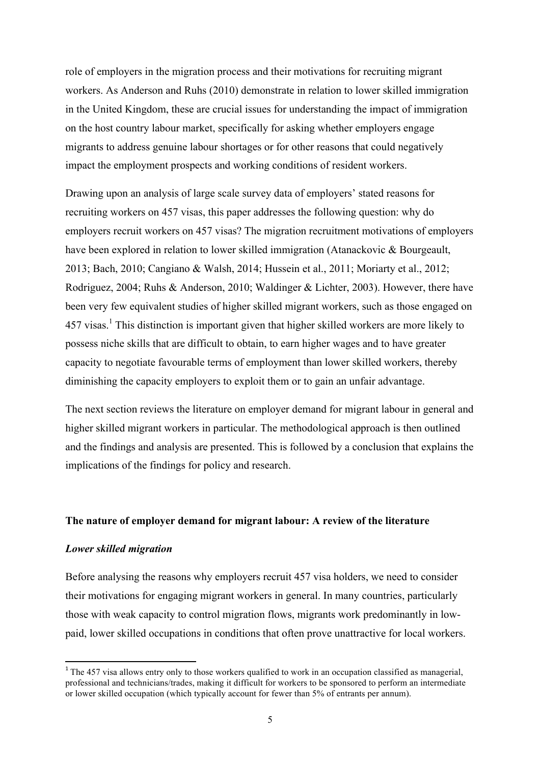role of employers in the migration process and their motivations for recruiting migrant workers. As Anderson and Ruhs (2010) demonstrate in relation to lower skilled immigration in the United Kingdom, these are crucial issues for understanding the impact of immigration on the host country labour market, specifically for asking whether employers engage migrants to address genuine labour shortages or for other reasons that could negatively impact the employment prospects and working conditions of resident workers.

Drawing upon an analysis of large scale survey data of employers' stated reasons for recruiting workers on 457 visas, this paper addresses the following question: why do employers recruit workers on 457 visas? The migration recruitment motivations of employers have been explored in relation to lower skilled immigration (Atanackovic & Bourgeault, 2013; Bach, 2010; Cangiano & Walsh, 2014; Hussein et al., 2011; Moriarty et al., 2012; Rodriguez, 2004; Ruhs & Anderson, 2010; Waldinger & Lichter, 2003). However, there have been very few equivalent studies of higher skilled migrant workers, such as those engaged on 457 visas.[1] This distinction is important given that higher skilled workers are more likely to possess niche skills that are difficult to obtain, to earn higher wages and to have greater capacity to negotiate favourable terms of employment than lower skilled workers, thereby diminishing the capacity employers to exploit them or to gain an unfair advantage.

The next section reviews the literature on employer demand for migrant labour in general and higher skilled migrant workers in particular. The methodological approach is then outlined and the findings and analysis are presented. This is followed by a conclusion that explains the implications of the findings for policy and research.

## The nature of employer demand for migrant labour: A review of the literature

### *Lower skilled migration*

Before analysing the reasons why employers recruit 457 visa holders, we need to consider their motivations for engaging migrant workers in general. In many countries, particularly those with weak capacity to control migration flows, migrants work predominantly in low-paid, lower skilled occupations in conditions that often prove unattractive for local workers.

[1] The 457 visa allows entry only to those workers qualified to work in an occupation classified as managerial, professional and technicians/trades, making it difficult for workers to be sponsored to perform an intermediate or lower skilled occupation (which typically account for fewer than 5% of entrants per annum).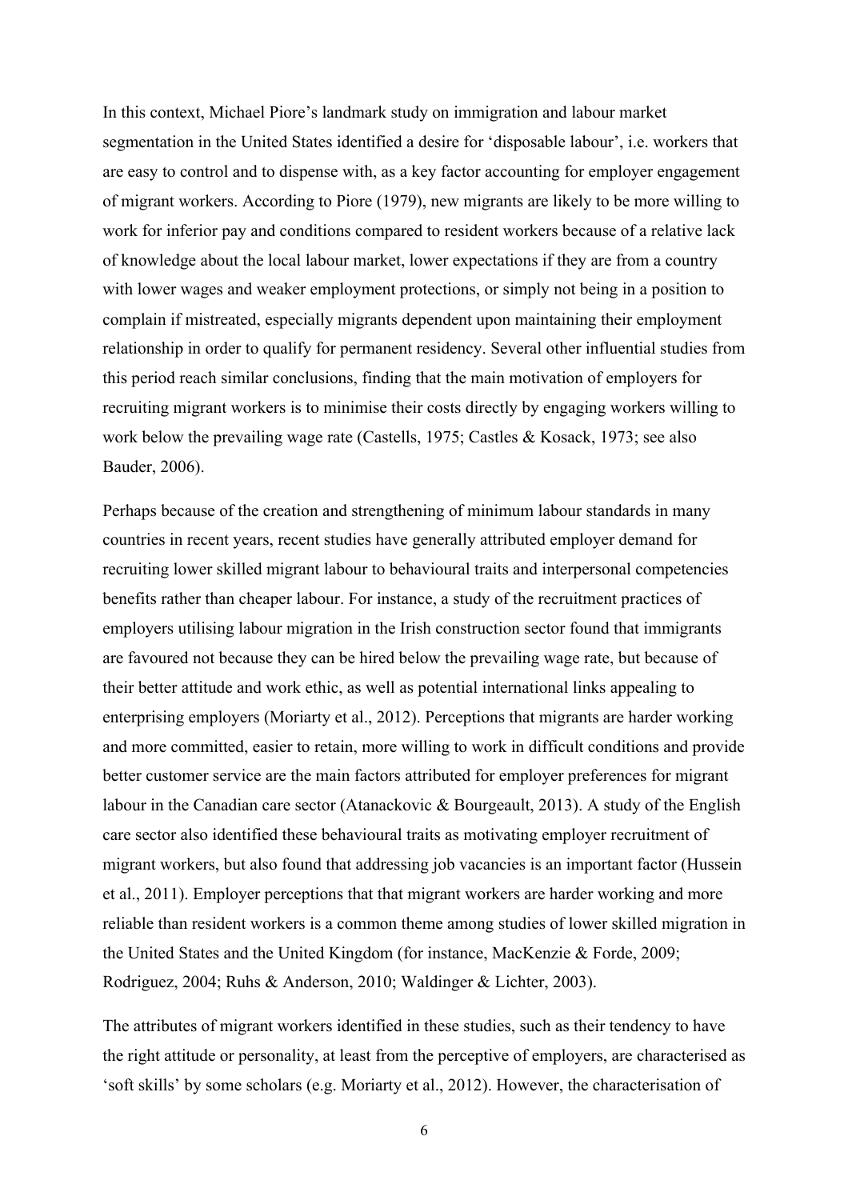In this context, Michael Piore's landmark study on immigration and labour market segmentation in the United States identified a desire for 'disposable labour', i.e. workers that are easy to control and to dispense with, as a key factor accounting for employer engagement of migrant workers. According to Piore (1979), new migrants are likely to be more willing to work for inferior pay and conditions compared to resident workers because of a relative lack of knowledge about the local labour market, lower expectations if they are from a country with lower wages and weaker employment protections, or simply not being in a position to complain if mistreated, especially migrants dependent upon maintaining their employment relationship in order to qualify for permanent residency. Several other influential studies from this period reach similar conclusions, finding that the main motivation of employers for recruiting migrant workers is to minimise their costs directly by engaging workers willing to work below the prevailing wage rate (Castells, 1975; Castles & Kosack, 1973; see also Bauder, 2006).

Perhaps because of the creation and strengthening of minimum labour standards in many countries in recent years, recent studies have generally attributed employer demand for recruiting lower skilled migrant labour to behavioural traits and interpersonal competencies benefits rather than cheaper labour. For instance, a study of the recruitment practices of employers utilising labour migration in the Irish construction sector found that immigrants are favoured not because they can be hired below the prevailing wage rate, but because of their better attitude and work ethic, as well as potential international links appealing to enterprising employers (Moriarty et al., 2012). Perceptions that migrants are harder working and more committed, easier to retain, more willing to work in difficult conditions and provide better customer service are the main factors attributed for employer preferences for migrant labour in the Canadian care sector (Atanackovic & Bourgeault, 2013). A study of the English care sector also identified these behavioural traits as motivating employer recruitment of migrant workers, but also found that addressing job vacancies is an important factor (Hussein et al., 2011). Employer perceptions that that migrant workers are harder working and more reliable than resident workers is a common theme among studies of lower skilled migration in the United States and the United Kingdom (for instance, MacKenzie & Forde, 2009; Rodriguez, 2004; Ruhs & Anderson, 2010; Waldinger & Lichter, 2003).

The attributes of migrant workers identified in these studies, such as their tendency to have the right attitude or personality, at least from the perceptive of employers, are characterised as 'soft skills' by some scholars (e.g. Moriarty et al., 2012). However, the characterisation of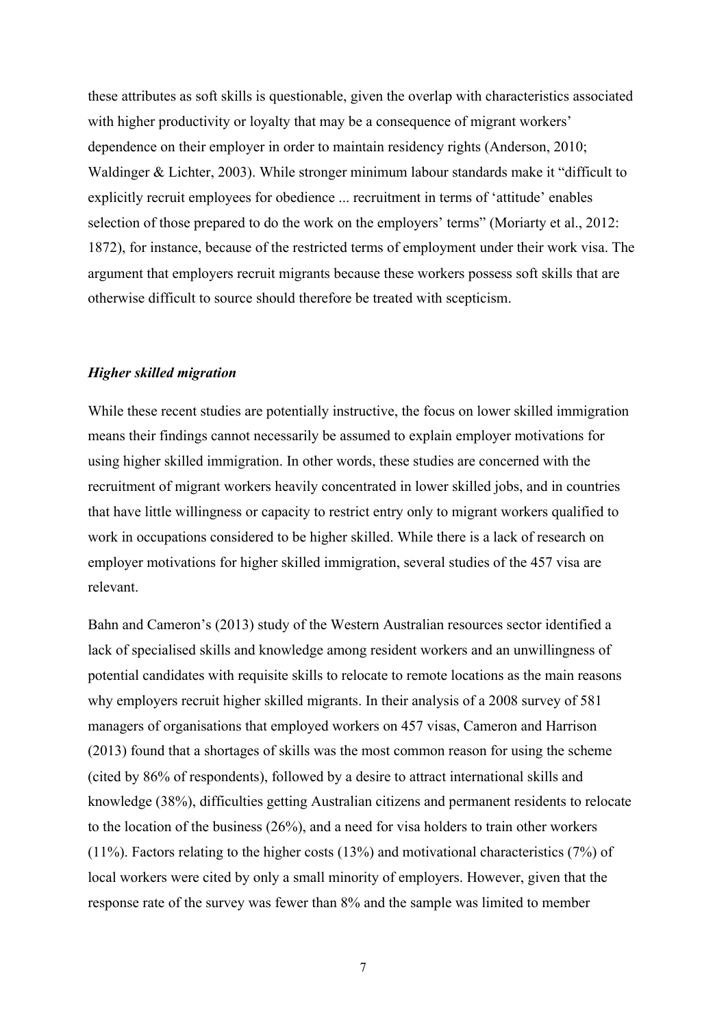these attributes as soft skills is questionable, given the overlap with characteristics associated with higher productivity or loyalty that may be a consequence of migrant workers' dependence on their employer in order to maintain residency rights (Anderson, 2010; Waldinger & Lichter, 2003). While stronger minimum labour standards make it "difficult to explicitly recruit employees for obedience ... recruitment in terms of 'attitude' enables selection of those prepared to do the work on the employers' terms" (Moriarty et al., 2012: 1872), for instance, because of the restricted terms of employment under their work visa. The argument that employers recruit migrants because these workers possess soft skills that are otherwise difficult to source should therefore be treated with scepticism.

### *Higher skilled migration*

While these recent studies are potentially instructive, the focus on lower skilled immigration means their findings cannot necessarily be assumed to explain employer motivations for using higher skilled immigration. In other words, these studies are concerned with the recruitment of migrant workers heavily concentrated in lower skilled jobs, and in countries that have little willingness or capacity to restrict entry only to migrant workers qualified to work in occupations considered to be higher skilled. While there is a lack of research on employer motivations for higher skilled immigration, several studies of the 457 visa are relevant.

Bahn and Cameron's (2013) study of the Western Australian resources sector identified a lack of specialised skills and knowledge among resident workers and an unwillingness of potential candidates with requisite skills to relocate to remote locations as the main reasons why employers recruit higher skilled migrants. In their analysis of a 2008 survey of 581 managers of organisations that employed workers on 457 visas, Cameron and Harrison (2013) found that a shortages of skills was the most common reason for using the scheme (cited by 86% of respondents), followed by a desire to attract international skills and knowledge (38%), difficulties getting Australian citizens and permanent residents to relocate to the location of the business (26%), and a need for visa holders to train other workers (11%). Factors relating to the higher costs (13%) and motivational characteristics (7%) of local workers were cited by only a small minority of employers. However, given that the response rate of the survey was fewer than 8% and the sample was limited to member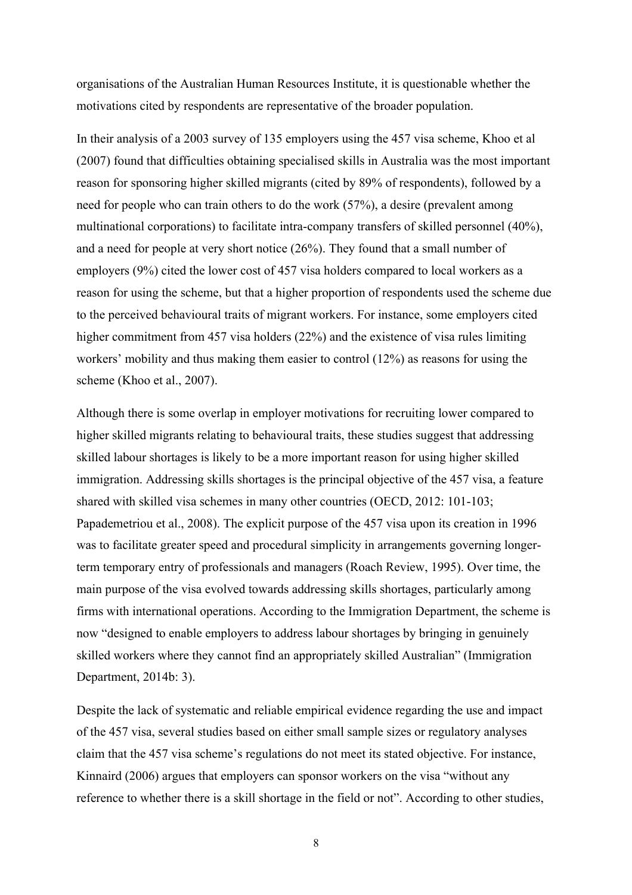organisations of the Australian Human Resources Institute, it is questionable whether the motivations cited by respondents are representative of the broader population.

In their analysis of a 2003 survey of 135 employers using the 457 visa scheme, Khoo et al (2007) found that difficulties obtaining specialised skills in Australia was the most important reason for sponsoring higher skilled migrants (cited by 89% of respondents), followed by a need for people who can train others to do the work (57%), a desire (prevalent among multinational corporations) to facilitate intra-company transfers of skilled personnel (40%), and a need for people at very short notice (26%). They found that a small number of employers (9%) cited the lower cost of 457 visa holders compared to local workers as a reason for using the scheme, but that a higher proportion of respondents used the scheme due to the perceived behavioural traits of migrant workers. For instance, some employers cited higher commitment from 457 visa holders (22%) and the existence of visa rules limiting workers' mobility and thus making them easier to control (12%) as reasons for using the scheme (Khoo et al., 2007).

Although there is some overlap in employer motivations for recruiting lower compared to higher skilled migrants relating to behavioural traits, these studies suggest that addressing skilled labour shortages is likely to be a more important reason for using higher skilled immigration. Addressing skills shortages is the principal objective of the 457 visa, a feature shared with skilled visa schemes in many other countries (OECD, 2012: 101-103; Papademetriou et al., 2008). The explicit purpose of the 457 visa upon its creation in 1996 was to facilitate greater speed and procedural simplicity in arrangements governing longer-term temporary entry of professionals and managers (Roach Review, 1995). Over time, the main purpose of the visa evolved towards addressing skills shortages, particularly among firms with international operations. According to the Immigration Department, the scheme is now "designed to enable employers to address labour shortages by bringing in genuinely skilled workers where they cannot find an appropriately skilled Australian" (Immigration Department, 2014b: 3).

Despite the lack of systematic and reliable empirical evidence regarding the use and impact of the 457 visa, several studies based on either small sample sizes or regulatory analyses claim that the 457 visa scheme's regulations do not meet its stated objective. For instance, Kinnaird (2006) argues that employers can sponsor workers on the visa "without any reference to whether there is a skill shortage in the field or not". According to other studies,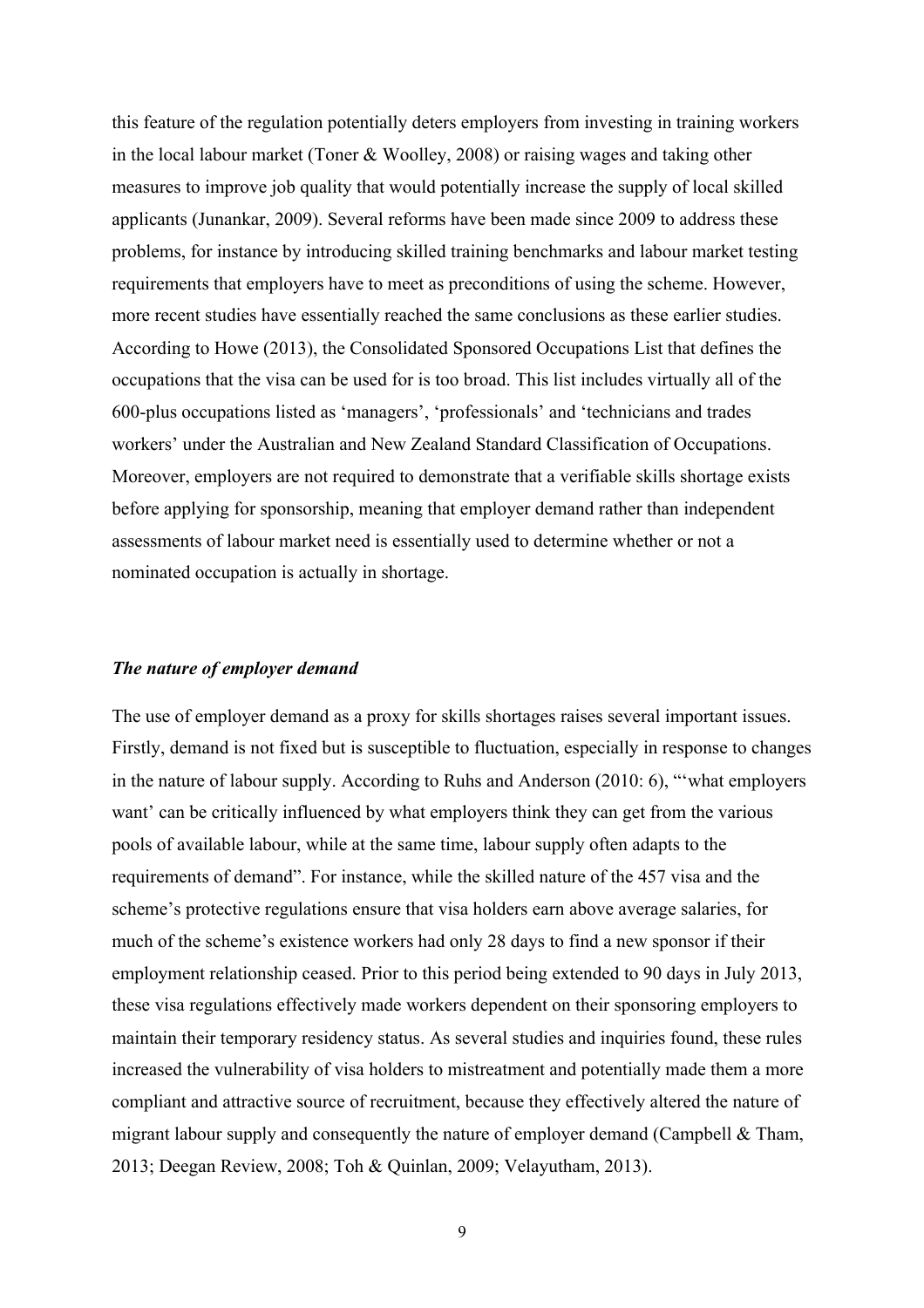this feature of the regulation potentially deters employers from investing in training workers in the local labour market (Toner & Woolley, 2008) or raising wages and taking other measures to improve job quality that would potentially increase the supply of local skilled applicants (Junankar, 2009). Several reforms have been made since 2009 to address these problems, for instance by introducing skilled training benchmarks and labour market testing requirements that employers have to meet as preconditions of using the scheme. However, more recent studies have essentially reached the same conclusions as these earlier studies. According to Howe (2013), the Consolidated Sponsored Occupations List that defines the occupations that the visa can be used for is too broad. This list includes virtually all of the 600-plus occupations listed as 'managers', 'professionals' and 'technicians and trades workers' under the Australian and New Zealand Standard Classification of Occupations. Moreover, employers are not required to demonstrate that a verifiable skills shortage exists before applying for sponsorship, meaning that employer demand rather than independent assessments of labour market need is essentially used to determine whether or not a nominated occupation is actually in shortage.

### *The nature of employer demand*

The use of employer demand as a proxy for skills shortages raises several important issues. Firstly, demand is not fixed but is susceptible to fluctuation, especially in response to changes in the nature of labour supply. According to Ruhs and Anderson (2010: 6), "'what employers want' can be critically influenced by what employers think they can get from the various pools of available labour, while at the same time, labour supply often adapts to the requirements of demand". For instance, while the skilled nature of the 457 visa and the scheme's protective regulations ensure that visa holders earn above average salaries, for much of the scheme's existence workers had only 28 days to find a new sponsor if their employment relationship ceased. Prior to this period being extended to 90 days in July 2013, these visa regulations effectively made workers dependent on their sponsoring employers to maintain their temporary residency status. As several studies and inquiries found, these rules increased the vulnerability of visa holders to mistreatment and potentially made them a more compliant and attractive source of recruitment, because they effectively altered the nature of migrant labour supply and consequently the nature of employer demand (Campbell & Tham, 2013; Deegan Review, 2008; Toh & Quinlan, 2009; Velayutham, 2013).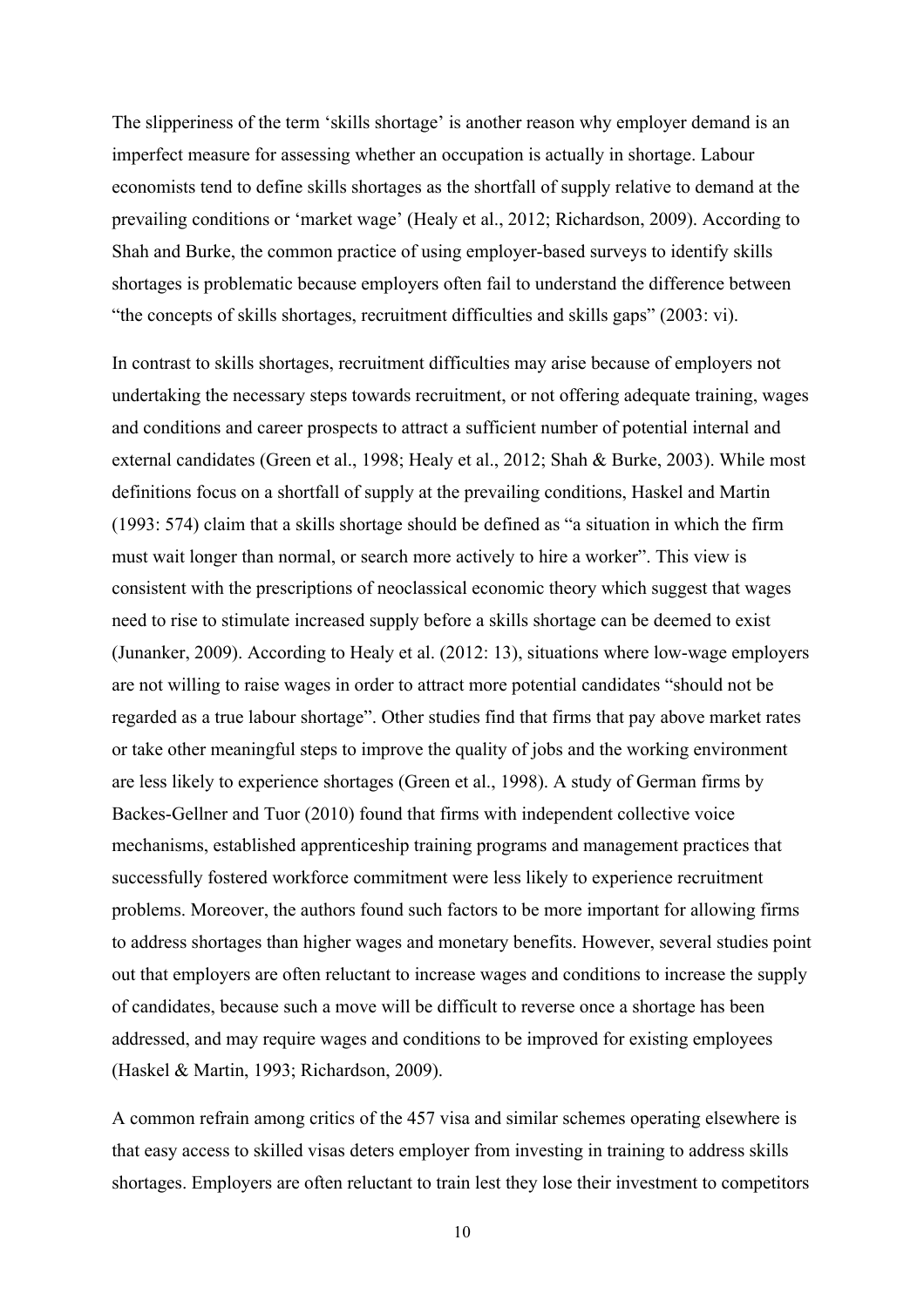The slipperiness of the term 'skills shortage' is another reason why employer demand is an imperfect measure for assessing whether an occupation is actually in shortage. Labour economists tend to define skills shortages as the shortfall of supply relative to demand at the prevailing conditions or 'market wage' (Healy et al., 2012; Richardson, 2009). According to Shah and Burke, the common practice of using employer-based surveys to identify skills shortages is problematic because employers often fail to understand the difference between "the concepts of skills shortages, recruitment difficulties and skills gaps" (2003: vi).

In contrast to skills shortages, recruitment difficulties may arise because of employers not undertaking the necessary steps towards recruitment, or not offering adequate training, wages and conditions and career prospects to attract a sufficient number of potential internal and external candidates (Green et al., 1998; Healy et al., 2012; Shah & Burke, 2003). While most definitions focus on a shortfall of supply at the prevailing conditions, Haskel and Martin (1993: 574) claim that a skills shortage should be defined as "a situation in which the firm must wait longer than normal, or search more actively to hire a worker". This view is consistent with the prescriptions of neoclassical economic theory which suggest that wages need to rise to stimulate increased supply before a skills shortage can be deemed to exist (Junanker, 2009). According to Healy et al. (2012: 13), situations where low-wage employers are not willing to raise wages in order to attract more potential candidates "should not be regarded as a true labour shortage". Other studies find that firms that pay above market rates or take other meaningful steps to improve the quality of jobs and the working environment are less likely to experience shortages (Green et al., 1998). A study of German firms by Backes-Gellner and Tuor (2010) found that firms with independent collective voice mechanisms, established apprenticeship training programs and management practices that successfully fostered workforce commitment were less likely to experience recruitment problems. Moreover, the authors found such factors to be more important for allowing firms to address shortages than higher wages and monetary benefits. However, several studies point out that employers are often reluctant to increase wages and conditions to increase the supply of candidates, because such a move will be difficult to reverse once a shortage has been addressed, and may require wages and conditions to be improved for existing employees (Haskel & Martin, 1993; Richardson, 2009).

A common refrain among critics of the 457 visa and similar schemes operating elsewhere is that easy access to skilled visas deters employer from investing in training to address skills shortages. Employers are often reluctant to train lest they lose their investment to competitors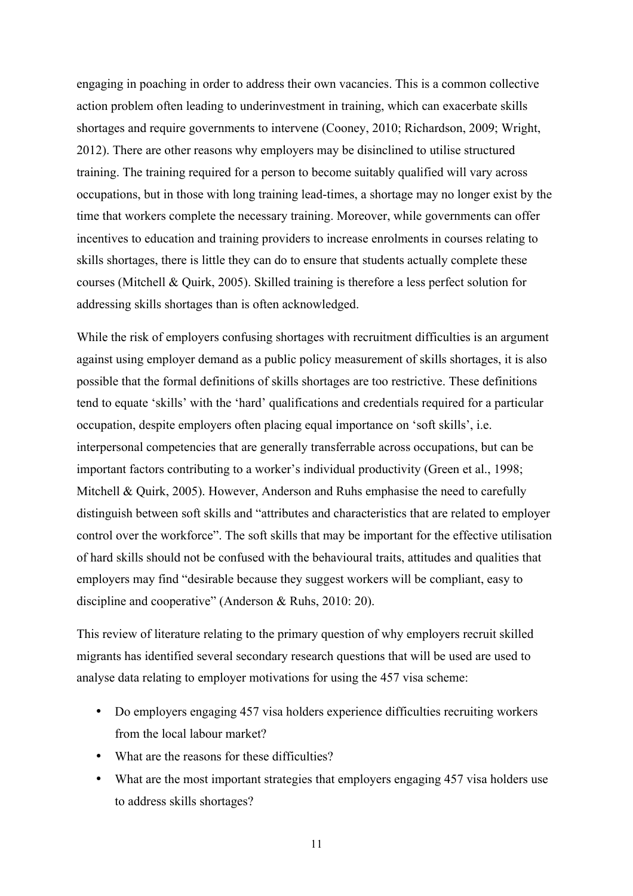engaging in poaching in order to address their own vacancies. This is a common collective action problem often leading to underinvestment in training, which can exacerbate skills shortages and require governments to intervene (Cooney, 2010; Richardson, 2009; Wright, 2012). There are other reasons why employers may be disinclined to utilise structured training. The training required for a person to become suitably qualified will vary across occupations, but in those with long training lead-times, a shortage may no longer exist by the time that workers complete the necessary training. Moreover, while governments can offer incentives to education and training providers to increase enrolments in courses relating to skills shortages, there is little they can do to ensure that students actually complete these courses (Mitchell & Quirk, 2005). Skilled training is therefore a less perfect solution for addressing skills shortages than is often acknowledged.

While the risk of employers confusing shortages with recruitment difficulties is an argument against using employer demand as a public policy measurement of skills shortages, it is also possible that the formal definitions of skills shortages are too restrictive. These definitions tend to equate 'skills' with the 'hard' qualifications and credentials required for a particular occupation, despite employers often placing equal importance on 'soft skills', i.e. interpersonal competencies that are generally transferrable across occupations, but can be important factors contributing to a worker's individual productivity (Green et al., 1998; Mitchell & Quirk, 2005). However, Anderson and Ruhs emphasise the need to carefully distinguish between soft skills and "attributes and characteristics that are related to employer control over the workforce". The soft skills that may be important for the effective utilisation of hard skills should not be confused with the behavioural traits, attitudes and qualities that employers may find "desirable because they suggest workers will be compliant, easy to discipline and cooperative" (Anderson & Ruhs, 2010: 20).

This review of literature relating to the primary question of why employers recruit skilled migrants has identified several secondary research questions that will be used are used to analyse data relating to employer motivations for using the 457 visa scheme:

- Do employers engaging 457 visa holders experience difficulties recruiting workers from the local labour market?
- What are the reasons for these difficulties?
- What are the most important strategies that employers engaging 457 visa holders use to address skills shortages?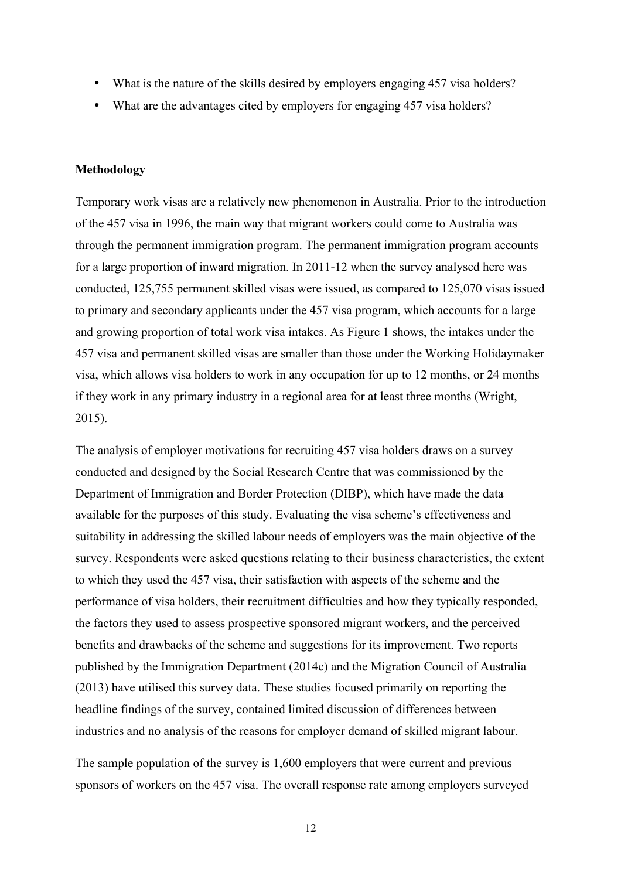- What is the nature of the skills desired by employers engaging 457 visa holders?
- What are the advantages cited by employers for engaging 457 visa holders?

**Methodology**

Temporary work visas are a relatively new phenomenon in Australia. Prior to the introduction of the 457 visa in 1996, the main way that migrant workers could come to Australia was through the permanent immigration program. The permanent immigration program accounts for a large proportion of inward migration. In 2011-12 when the survey analysed here was conducted, 125,755 permanent skilled visas were issued, as compared to 125,070 visas issued to primary and secondary applicants under the 457 visa program, which accounts for a large and growing proportion of total work visa intakes. As Figure 1 shows, the intakes under the 457 visa and permanent skilled visas are smaller than those under the Working Holidaymaker visa, which allows visa holders to work in any occupation for up to 12 months, or 24 months if they work in any primary industry in a regional area for at least three months (Wright, 2015).

The analysis of employer motivations for recruiting 457 visa holders draws on a survey conducted and designed by the Social Research Centre that was commissioned by the Department of Immigration and Border Protection (DIBP), which have made the data available for the purposes of this study. Evaluating the visa scheme's effectiveness and suitability in addressing the skilled labour needs of employers was the main objective of the survey. Respondents were asked questions relating to their business characteristics, the extent to which they used the 457 visa, their satisfaction with aspects of the scheme and the performance of visa holders, their recruitment difficulties and how they typically responded, the factors they used to assess prospective sponsored migrant workers, and the perceived benefits and drawbacks of the scheme and suggestions for its improvement. Two reports published by the Immigration Department (2014c) and the Migration Council of Australia (2013) have utilised this survey data. These studies focused primarily on reporting the headline findings of the survey, contained limited discussion of differences between industries and no analysis of the reasons for employer demand of skilled migrant labour.

The sample population of the survey is 1,600 employers that were current and previous sponsors of workers on the 457 visa. The overall response rate among employers surveyed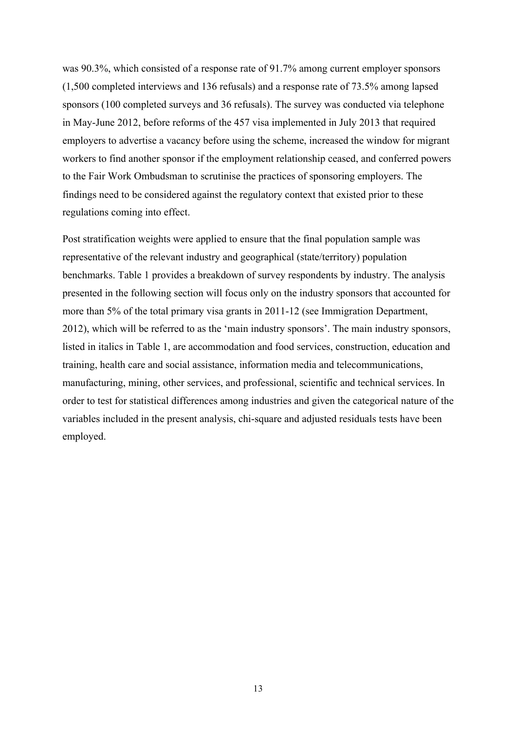was 90.3%, which consisted of a response rate of 91.7% among current employer sponsors (1,500 completed interviews and 136 refusals) and a response rate of 73.5% among lapsed sponsors (100 completed surveys and 36 refusals). The survey was conducted via telephone in May-June 2012, before reforms of the 457 visa implemented in July 2013 that required employers to advertise a vacancy before using the scheme, increased the window for migrant workers to find another sponsor if the employment relationship ceased, and conferred powers to the Fair Work Ombudsman to scrutinise the practices of sponsoring employers. The findings need to be considered against the regulatory context that existed prior to these regulations coming into effect.

Post stratification weights were applied to ensure that the final population sample was representative of the relevant industry and geographical (state/territory) population benchmarks. Table 1 provides a breakdown of survey respondents by industry. The analysis presented in the following section will focus only on the industry sponsors that accounted for more than 5% of the total primary visa grants in 2011-12 (see Immigration Department, 2012), which will be referred to as the 'main industry sponsors'. The main industry sponsors, listed in italics in Table 1, are accommodation and food services, construction, education and training, health care and social assistance, information media and telecommunications, manufacturing, mining, other services, and professional, scientific and technical services. In order to test for statistical differences among industries and given the categorical nature of the variables included in the present analysis, chi-square and adjusted residuals tests have been employed.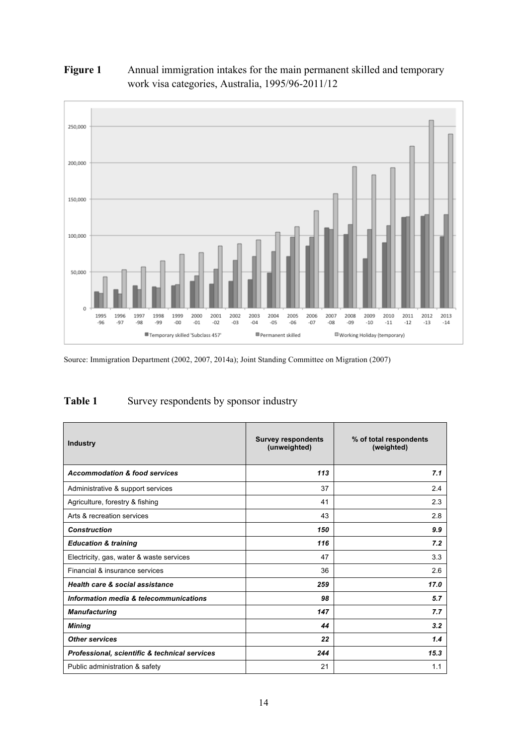**Figure 1** Annual immigration intakes for the main permanent skilled and temporary work visa categories, Australia, 1995/96-2011/12

Source: Immigration Department (2002, 2007, 2014a); Joint Standing Committee on Migration (2007)

**Table 1** Survey respondents by sponsor industry

| Industry | Survey respondents (unweighted) | % of total respondents (weighted) |
|---|---|---|
| ***Accommodation & food services*** | ***113*** | ***7.1*** |
| Administrative & support services | 37 | 2.4 |
| Agriculture, forestry & fishing | 41 | 2.3 |
| Arts & recreation services | 43 | 2.8 |
| ***Construction*** | ***150*** | ***9.9*** |
| ***Education & training*** | ***116*** | ***7.2*** |
| Electricity, gas, water & waste services | 47 | 3.3 |
| Financial & insurance services | 36 | 2.6 |
| ***Health care & social assistance*** | ***259*** | ***17.0*** |
| ***Information media & telecommunications*** | ***98*** | ***5.7*** |
| ***Manufacturing*** | ***147*** | ***7.7*** |
| ***Mining*** | ***44*** | ***3.2*** |
| ***Other services*** | ***22*** | ***1.4*** |
| ***Professional, scientific & technical services*** | ***244*** | ***15.3*** |
| Public administration & safety | 21 | 1.1 |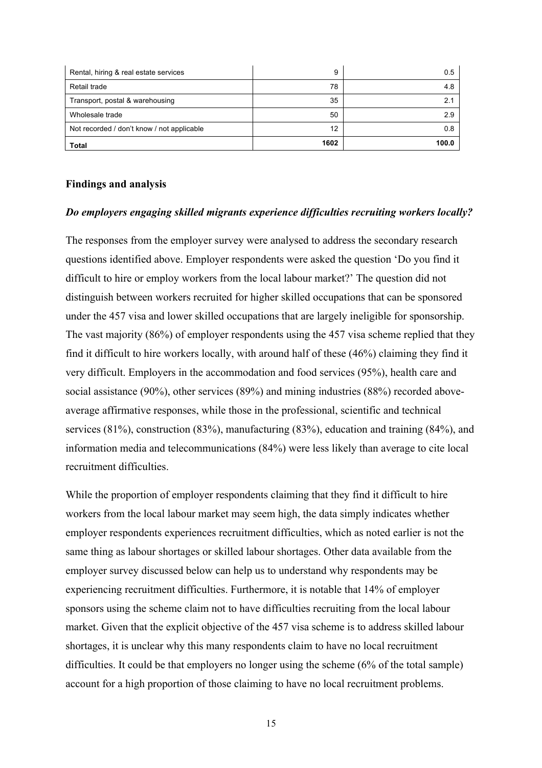| | | |
|---|---|---|
| Rental, hiring & real estate services | 9 | 0.5 |
| Retail trade | 78 | 4.8 |
| Transport, postal & warehousing | 35 | 2.1 |
| Wholesale trade | 50 | 2.9 |
| Not recorded / don't know / not applicable | 12 | 0.8 |
| **Total** | **1602** | **100.0** |

### Findings and analysis

#### *Do employers engaging skilled migrants experience difficulties recruiting workers locally?*

The responses from the employer survey were analysed to address the secondary research questions identified above. Employer respondents were asked the question 'Do you find it difficult to hire or employ workers from the local labour market?' The question did not distinguish between workers recruited for higher skilled occupations that can be sponsored under the 457 visa and lower skilled occupations that are largely ineligible for sponsorship. The vast majority (86%) of employer respondents using the 457 visa scheme replied that they find it difficult to hire workers locally, with around half of these (46%) claiming they find it very difficult. Employers in the accommodation and food services (95%), health care and social assistance (90%), other services (89%) and mining industries (88%) recorded above-average affirmative responses, while those in the professional, scientific and technical services (81%), construction (83%), manufacturing (83%), education and training (84%), and information media and telecommunications (84%) were less likely than average to cite local recruitment difficulties.

While the proportion of employer respondents claiming that they find it difficult to hire workers from the local labour market may seem high, the data simply indicates whether employer respondents experiences recruitment difficulties, which as noted earlier is not the same thing as labour shortages or skilled labour shortages. Other data available from the employer survey discussed below can help us to understand why respondents may be experiencing recruitment difficulties. Furthermore, it is notable that 14% of employer sponsors using the scheme claim not to have difficulties recruiting from the local labour market. Given that the explicit objective of the 457 visa scheme is to address skilled labour shortages, it is unclear why this many respondents claim to have no local recruitment difficulties. It could be that employers no longer using the scheme (6% of the total sample) account for a high proportion of those claiming to have no local recruitment problems.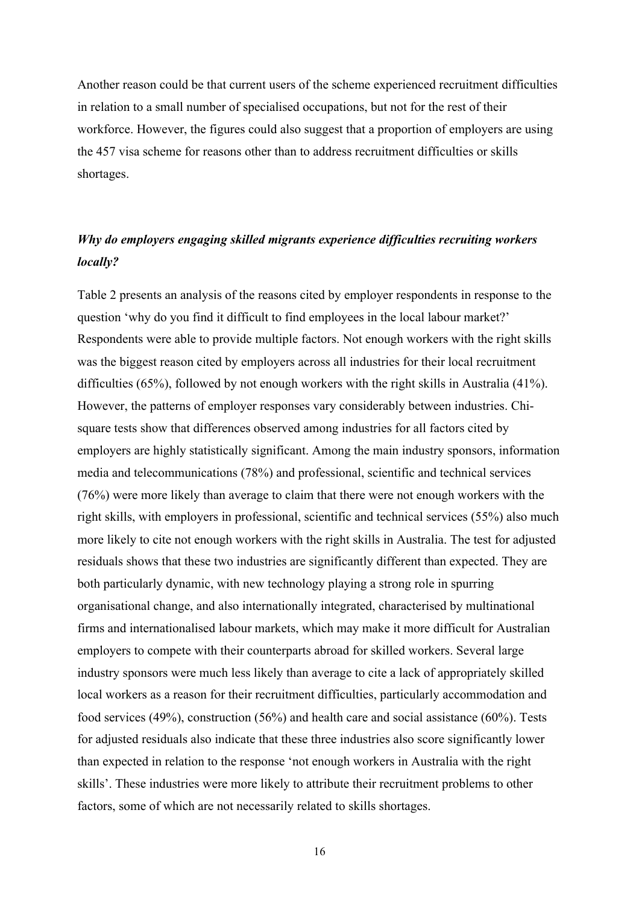Another reason could be that current users of the scheme experienced recruitment difficulties in relation to a small number of specialised occupations, but not for the rest of their workforce. However, the figures could also suggest that a proportion of employers are using the 457 visa scheme for reasons other than to address recruitment difficulties or skills shortages.

### *Why do employers engaging skilled migrants experience difficulties recruiting workers locally?*

Table 2 presents an analysis of the reasons cited by employer respondents in response to the question 'why do you find it difficult to find employees in the local labour market?' Respondents were able to provide multiple factors. Not enough workers with the right skills was the biggest reason cited by employers across all industries for their local recruitment difficulties (65%), followed by not enough workers with the right skills in Australia (41%). However, the patterns of employer responses vary considerably between industries. Chi-square tests show that differences observed among industries for all factors cited by employers are highly statistically significant. Among the main industry sponsors, information media and telecommunications (78%) and professional, scientific and technical services (76%) were more likely than average to claim that there were not enough workers with the right skills, with employers in professional, scientific and technical services (55%) also much more likely to cite not enough workers with the right skills in Australia. The test for adjusted residuals shows that these two industries are significantly different than expected. They are both particularly dynamic, with new technology playing a strong role in spurring organisational change, and also internationally integrated, characterised by multinational firms and internationalised labour markets, which may make it more difficult for Australian employers to compete with their counterparts abroad for skilled workers. Several large industry sponsors were much less likely than average to cite a lack of appropriately skilled local workers as a reason for their recruitment difficulties, particularly accommodation and food services (49%), construction (56%) and health care and social assistance (60%). Tests for adjusted residuals also indicate that these three industries also score significantly lower than expected in relation to the response 'not enough workers in Australia with the right skills'. These industries were more likely to attribute their recruitment problems to other factors, some of which are not necessarily related to skills shortages.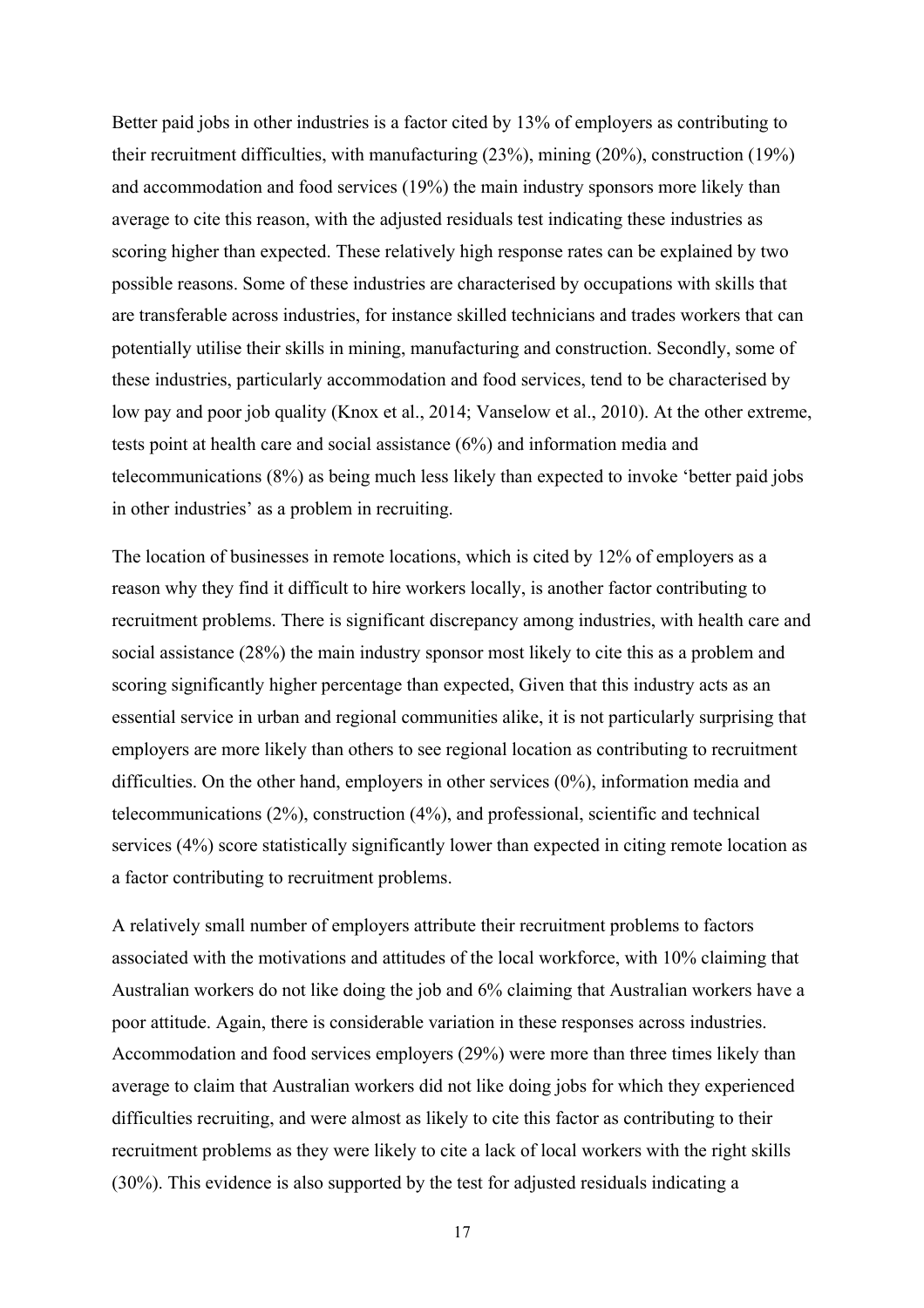Better paid jobs in other industries is a factor cited by 13% of employers as contributing to their recruitment difficulties, with manufacturing (23%), mining (20%), construction (19%) and accommodation and food services (19%) the main industry sponsors more likely than average to cite this reason, with the adjusted residuals test indicating these industries as scoring higher than expected. These relatively high response rates can be explained by two possible reasons. Some of these industries are characterised by occupations with skills that are transferable across industries, for instance skilled technicians and trades workers that can potentially utilise their skills in mining, manufacturing and construction. Secondly, some of these industries, particularly accommodation and food services, tend to be characterised by low pay and poor job quality (Knox et al., 2014; Vanselow et al., 2010). At the other extreme, tests point at health care and social assistance (6%) and information media and telecommunications (8%) as being much less likely than expected to invoke 'better paid jobs in other industries' as a problem in recruiting.

The location of businesses in remote locations, which is cited by 12% of employers as a reason why they find it difficult to hire workers locally, is another factor contributing to recruitment problems. There is significant discrepancy among industries, with health care and social assistance (28%) the main industry sponsor most likely to cite this as a problem and scoring significantly higher percentage than expected, Given that this industry acts as an essential service in urban and regional communities alike, it is not particularly surprising that employers are more likely than others to see regional location as contributing to recruitment difficulties. On the other hand, employers in other services (0%), information media and telecommunications (2%), construction (4%), and professional, scientific and technical services (4%) score statistically significantly lower than expected in citing remote location as a factor contributing to recruitment problems.

A relatively small number of employers attribute their recruitment problems to factors associated with the motivations and attitudes of the local workforce, with 10% claiming that Australian workers do not like doing the job and 6% claiming that Australian workers have a poor attitude. Again, there is considerable variation in these responses across industries. Accommodation and food services employers (29%) were more than three times likely than average to claim that Australian workers did not like doing jobs for which they experienced difficulties recruiting, and were almost as likely to cite this factor as contributing to their recruitment problems as they were likely to cite a lack of local workers with the right skills (30%). This evidence is also supported by the test for adjusted residuals indicating a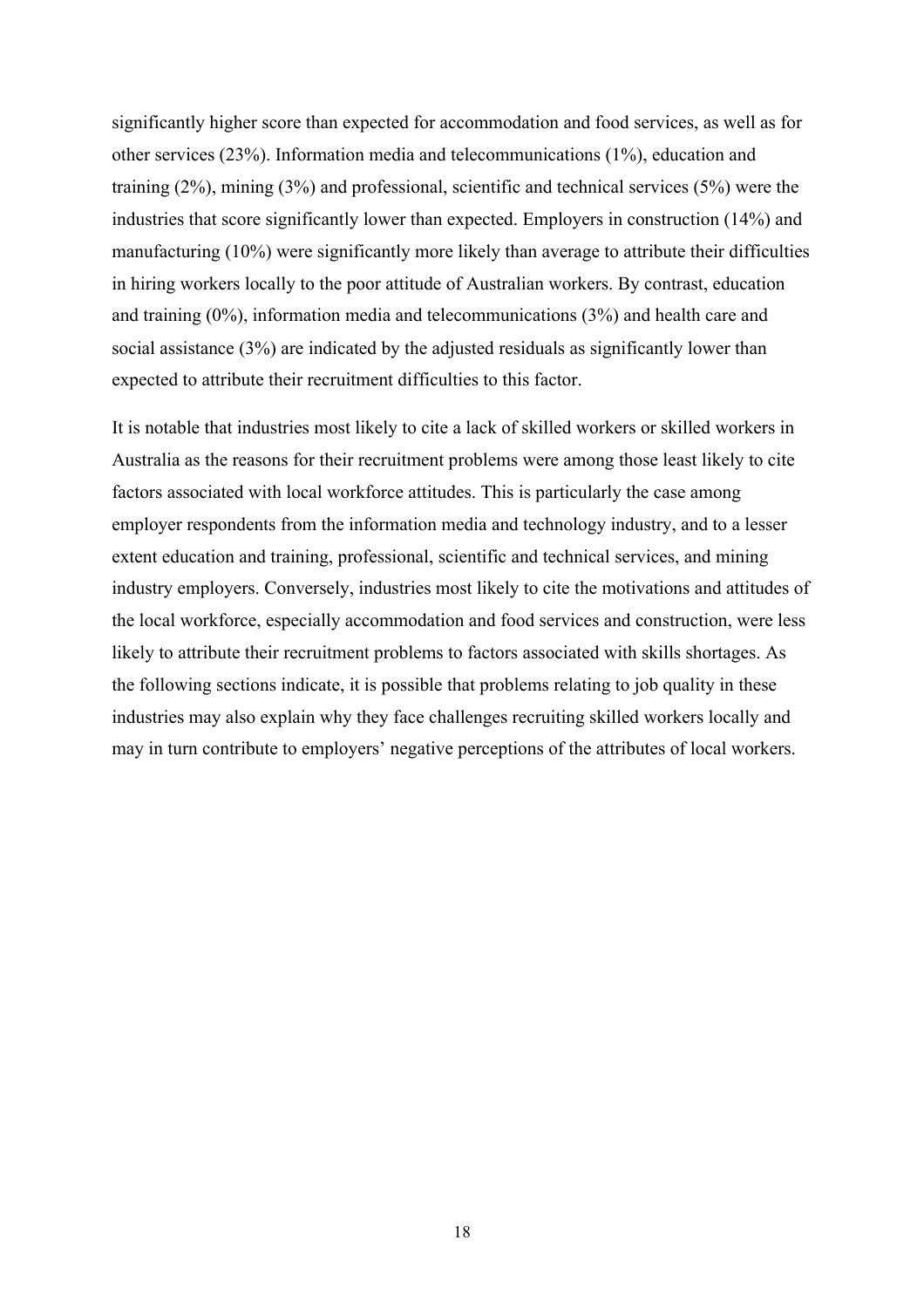significantly higher score than expected for accommodation and food services, as well as for other services (23%). Information media and telecommunications (1%), education and training (2%), mining (3%) and professional, scientific and technical services (5%) were the industries that score significantly lower than expected. Employers in construction (14%) and manufacturing (10%) were significantly more likely than average to attribute their difficulties in hiring workers locally to the poor attitude of Australian workers. By contrast, education and training (0%), information media and telecommunications (3%) and health care and social assistance (3%) are indicated by the adjusted residuals as significantly lower than expected to attribute their recruitment difficulties to this factor.

It is notable that industries most likely to cite a lack of skilled workers or skilled workers in Australia as the reasons for their recruitment problems were among those least likely to cite factors associated with local workforce attitudes. This is particularly the case among employer respondents from the information media and technology industry, and to a lesser extent education and training, professional, scientific and technical services, and mining industry employers. Conversely, industries most likely to cite the motivations and attitudes of the local workforce, especially accommodation and food services and construction, were less likely to attribute their recruitment problems to factors associated with skills shortages. As the following sections indicate, it is possible that problems relating to job quality in these industries may also explain why they face challenges recruiting skilled workers locally and may in turn contribute to employers' negative perceptions of the attributes of local workers.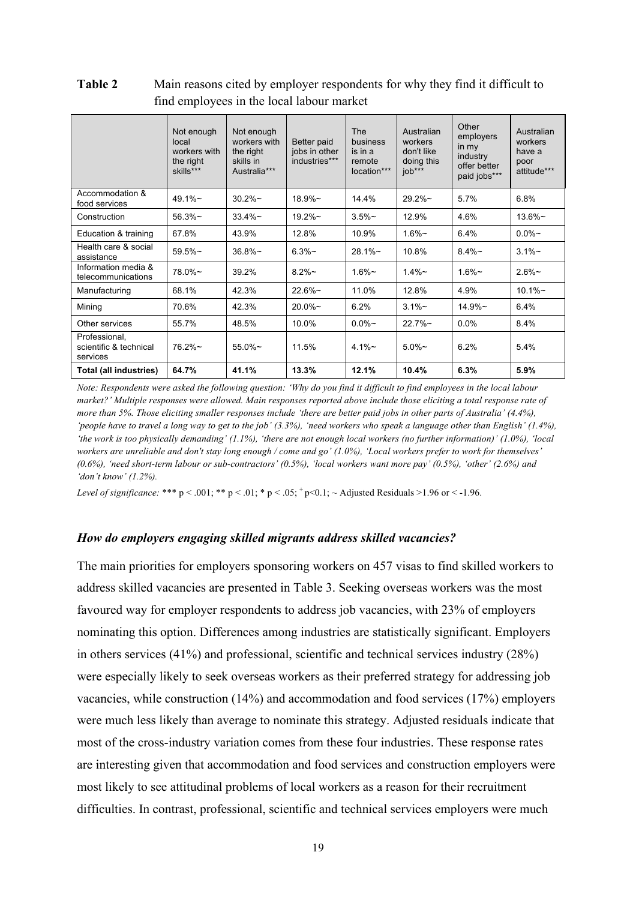**Table 2** Main reasons cited by employer respondents for why they find it difficult to find employees in the local labour market

| | Not enough local workers with the right skills*** | Not enough workers with the right skills in Australia*** | Better paid jobs in other industries*** | The business is in a remote location*** | Australian workers don't like doing this job*** | Other employers in my industry offer better paid jobs*** | Australian workers have a poor attitude*** |
|---|---|---|---|---|---|---|---|
| Accommodation & food services | 49.1%~ | 30.2%~ | 18.9%~ | 14.4% | 29.2%~ | 5.7% | 6.8% |
| Construction | 56.3%~ | 33.4%~ | 19.2%~ | 3.5%~ | 12.9% | 4.6% | 13.6%~ |
| Education & training | 67.8% | 43.9% | 12.8% | 10.9% | 1.6%~ | 6.4% | 0.0%~ |
| Health care & social assistance | 59.5%~ | 36.8%~ | 6.3%~ | 28.1%~ | 10.8% | 8.4%~ | 3.1%~ |
| Information media & telecommunications | 78.0%~ | 39.2% | 8.2%~ | 1.6%~ | 1.4%~ | 1.6%~ | 2.6%~ |
| Manufacturing | 68.1% | 42.3% | 22.6%~ | 11.0% | 12.8% | 4.9% | 10.1%~ |
| Mining | 70.6% | 42.3% | 20.0%~ | 6.2% | 3.1%~ | 14.9%~ | 6.4% |
| Other services | 55.7% | 48.5% | 10.0% | 0.0%~ | 22.7%~ | 0.0% | 8.4% |
| Professional, scientific & technical services | 76.2%~ | 55.0%~ | 11.5% | 4.1%~ | 5.0%~ | 6.2% | 5.4% |
| **Total (all industries)** | **64.7%** | **41.1%** | **13.3%** | **12.1%** | **10.4%** | **6.3%** | **5.9%** |

*Note: Respondents were asked the following question: 'Why do you find it difficult to find employees in the local labour market?' Multiple responses were allowed. Main responses reported above include those eliciting a total response rate of more than 5%. Those eliciting smaller responses include 'there are better paid jobs in other parts of Australia' (4.4%), 'people have to travel a long way to get to the job' (3.3%), 'need workers who speak a language other than English' (1.4%), 'the work is too physically demanding' (1.1%), 'there are not enough local workers (no further information)' (1.0%), 'local workers are unreliable and don't stay long enough / come and go' (1.0%), 'Local workers prefer to work for themselves' (0.6%), 'need short-term labour or sub-contractors' (0.5%), 'local workers want more pay' (0.5%), 'other' (2.6%) and 'don't know' (1.2%).*

*Level of significance:* *** $p < .001$; ** $p < .01$; * $p < .05$; $^{+}p<0.1$; ~ Adjusted Residuals >1.96 or < -1.96.

### *How do employers engaging skilled migrants address skilled vacancies?*

The main priorities for employers sponsoring workers on 457 visas to find skilled workers to address skilled vacancies are presented in Table 3. Seeking overseas workers was the most favoured way for employer respondents to address job vacancies, with 23% of employers nominating this option. Differences among industries are statistically significant. Employers in others services (41%) and professional, scientific and technical services industry (28%) were especially likely to seek overseas workers as their preferred strategy for addressing job vacancies, while construction (14%) and accommodation and food services (17%) employers were much less likely than average to nominate this strategy. Adjusted residuals indicate that most of the cross-industry variation comes from these four industries. These response rates are interesting given that accommodation and food services and construction employers were most likely to see attitudinal problems of local workers as a reason for their recruitment difficulties. In contrast, professional, scientific and technical services employers were much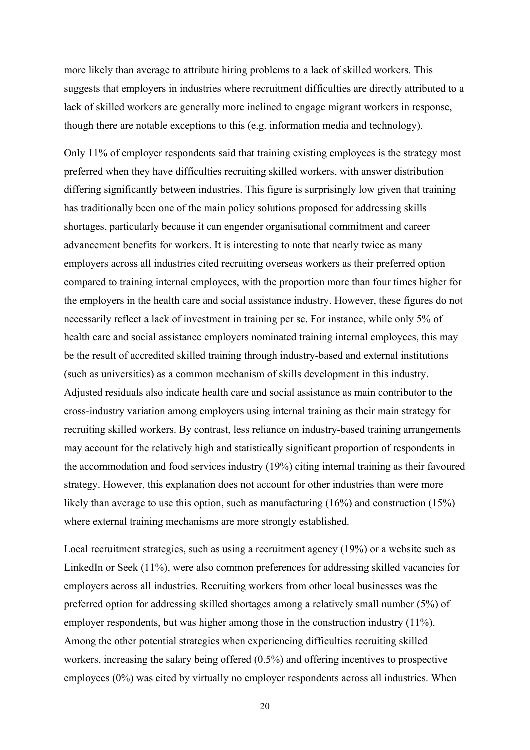more likely than average to attribute hiring problems to a lack of skilled workers. This suggests that employers in industries where recruitment difficulties are directly attributed to a lack of skilled workers are generally more inclined to engage migrant workers in response, though there are notable exceptions to this (e.g. information media and technology).

Only 11% of employer respondents said that training existing employees is the strategy most preferred when they have difficulties recruiting skilled workers, with answer distribution differing significantly between industries. This figure is surprisingly low given that training has traditionally been one of the main policy solutions proposed for addressing skills shortages, particularly because it can engender organisational commitment and career advancement benefits for workers. It is interesting to note that nearly twice as many employers across all industries cited recruiting overseas workers as their preferred option compared to training internal employees, with the proportion more than four times higher for the employers in the health care and social assistance industry. However, these figures do not necessarily reflect a lack of investment in training per se. For instance, while only 5% of health care and social assistance employers nominated training internal employees, this may be the result of accredited skilled training through industry-based and external institutions (such as universities) as a common mechanism of skills development in this industry. Adjusted residuals also indicate health care and social assistance as main contributor to the cross-industry variation among employers using internal training as their main strategy for recruiting skilled workers. By contrast, less reliance on industry-based training arrangements may account for the relatively high and statistically significant proportion of respondents in the accommodation and food services industry (19%) citing internal training as their favoured strategy. However, this explanation does not account for other industries than were more likely than average to use this option, such as manufacturing (16%) and construction (15%) where external training mechanisms are more strongly established.

Local recruitment strategies, such as using a recruitment agency (19%) or a website such as LinkedIn or Seek (11%), were also common preferences for addressing skilled vacancies for employers across all industries. Recruiting workers from other local businesses was the preferred option for addressing skilled shortages among a relatively small number (5%) of employer respondents, but was higher among those in the construction industry (11%). Among the other potential strategies when experiencing difficulties recruiting skilled workers, increasing the salary being offered (0.5%) and offering incentives to prospective employees (0%) was cited by virtually no employer respondents across all industries. When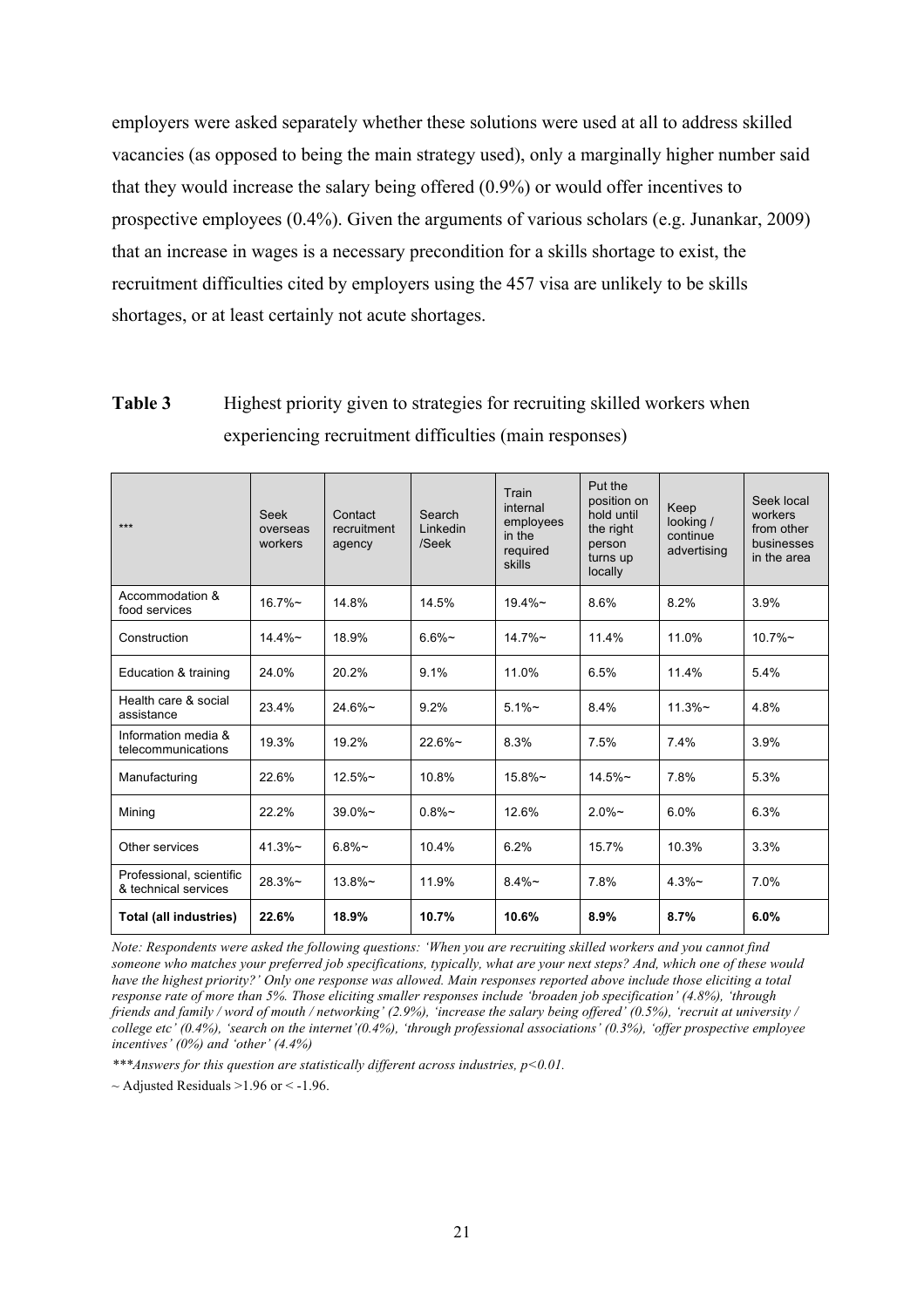employers were asked separately whether these solutions were used at all to address skilled vacancies (as opposed to being the main strategy used), only a marginally higher number said that they would increase the salary being offered (0.9%) or would offer incentives to prospective employees (0.4%). Given the arguments of various scholars (e.g. Junankar, 2009) that an increase in wages is a necessary precondition for a skills shortage to exist, the recruitment difficulties cited by employers using the 457 visa are unlikely to be skills shortages, or at least certainly not acute shortages.

**Table 3** Highest priority given to strategies for recruiting skilled workers when experiencing recruitment difficulties (main responses)

| *** | Seek overseas workers | Contact recruitment agency | Search Linkedin /Seek | Train internal employees in the required skills | Put the position on hold until the right person turns up locally | Keep looking / continue advertising | Seek local workers from other businesses in the area |
|---|---|---|---|---|---|---|---|
| Accommodation & food services | 16.7%~ | 14.8% | 14.5% | 19.4%~ | 8.6% | 8.2% | 3.9% |
| Construction | 14.4%~ | 18.9% | 6.6%~ | 14.7%~ | 11.4% | 11.0% | 10.7%~ |
| Education & training | 24.0% | 20.2% | 9.1% | 11.0% | 6.5% | 11.4% | 5.4% |
| Health care & social assistance | 23.4% | 24.6%~ | 9.2% | 5.1%~ | 8.4% | 11.3%~ | 4.8% |
| Information media & telecommunications | 19.3% | 19.2% | 22.6%~ | 8.3% | 7.5% | 7.4% | 3.9% |
| Manufacturing | 22.6% | 12.5%~ | 10.8% | 15.8%~ | 14.5%~ | 7.8% | 5.3% |
| Mining | 22.2% | 39.0%~ | 0.8%~ | 12.6% | 2.0%~ | 6.0% | 6.3% |
| Other services | 41.3%~ | 6.8%~ | 10.4% | 6.2% | 15.7% | 10.3% | 3.3% |
| Professional, scientific & technical services | 28.3%~ | 13.8%~ | 11.9% | 8.4%~ | 7.8% | 4.3%~ | 7.0% |
| **Total (all industries)** | **22.6%** | **18.9%** | **10.7%** | **10.6%** | **8.9%** | **8.7%** | **6.0%** |

*Note: Respondents were asked the following questions: 'When you are recruiting skilled workers and you cannot find someone who matches your preferred job specifications, typically, what are your next steps? And, which one of these would have the highest priority?' Only one response was allowed. Main responses reported above include those eliciting a total response rate of more than 5%. Those eliciting smaller responses include 'broaden job specification' (4.8%), 'through friends and family / word of mouth / networking' (2.9%), 'increase the salary being offered' (0.5%), 'recruit at university / college etc' (0.4%), 'search on the internet'(0.4%), 'through professional associations' (0.3%), 'offer prospective employee incentives' (0%) and 'other' (4.4%)*

*\*\*\*Answers for this question are statistically different across industries, $p<0.01$.*

~ Adjusted Residuals >1.96 or < -1.96.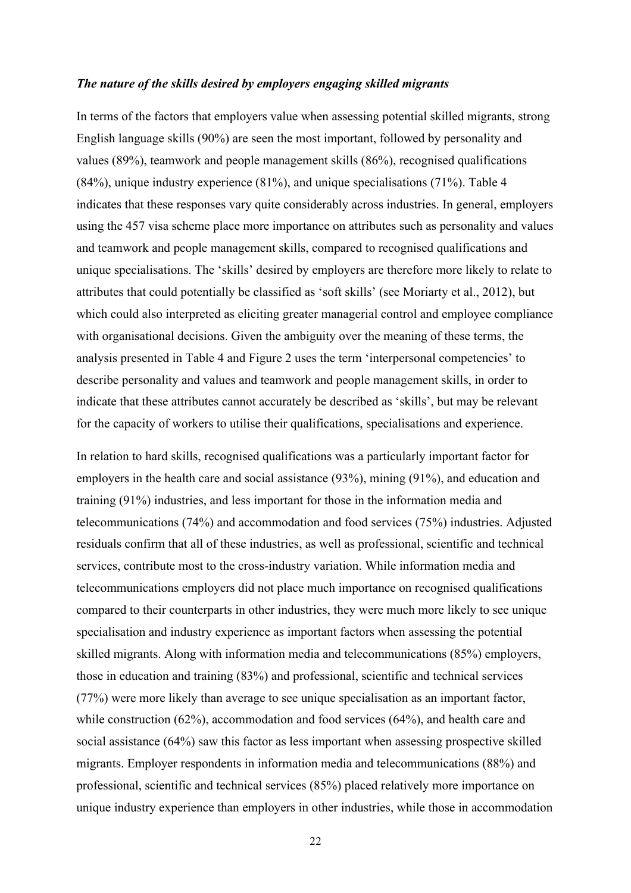***The nature of the skills desired by employers engaging skilled migrants***

In terms of the factors that employers value when assessing potential skilled migrants, strong English language skills (90%) are seen the most important, followed by personality and values (89%), teamwork and people management skills (86%), recognised qualifications (84%), unique industry experience (81%), and unique specialisations (71%). Table 4 indicates that these responses vary quite considerably across industries. In general, employers using the 457 visa scheme place more importance on attributes such as personality and values and teamwork and people management skills, compared to recognised qualifications and unique specialisations. The 'skills' desired by employers are therefore more likely to relate to attributes that could potentially be classified as 'soft skills' (see Moriarty et al., 2012), but which could also interpreted as eliciting greater managerial control and employee compliance with organisational decisions. Given the ambiguity over the meaning of these terms, the analysis presented in Table 4 and Figure 2 uses the term 'interpersonal competencies' to describe personality and values and teamwork and people management skills, in order to indicate that these attributes cannot accurately be described as 'skills', but may be relevant for the capacity of workers to utilise their qualifications, specialisations and experience.

In relation to hard skills, recognised qualifications was a particularly important factor for employers in the health care and social assistance (93%), mining (91%), and education and training (91%) industries, and less important for those in the information media and telecommunications (74%) and accommodation and food services (75%) industries. Adjusted residuals confirm that all of these industries, as well as professional, scientific and technical services, contribute most to the cross-industry variation. While information media and telecommunications employers did not place much importance on recognised qualifications compared to their counterparts in other industries, they were much more likely to see unique specialisation and industry experience as important factors when assessing the potential skilled migrants. Along with information media and telecommunications (85%) employers, those in education and training (83%) and professional, scientific and technical services (77%) were more likely than average to see unique specialisation as an important factor, while construction (62%), accommodation and food services (64%), and health care and social assistance (64%) saw this factor as less important when assessing prospective skilled migrants. Employer respondents in information media and telecommunications (88%) and professional, scientific and technical services (85%) placed relatively more importance on unique industry experience than employers in other industries, while those in accommodation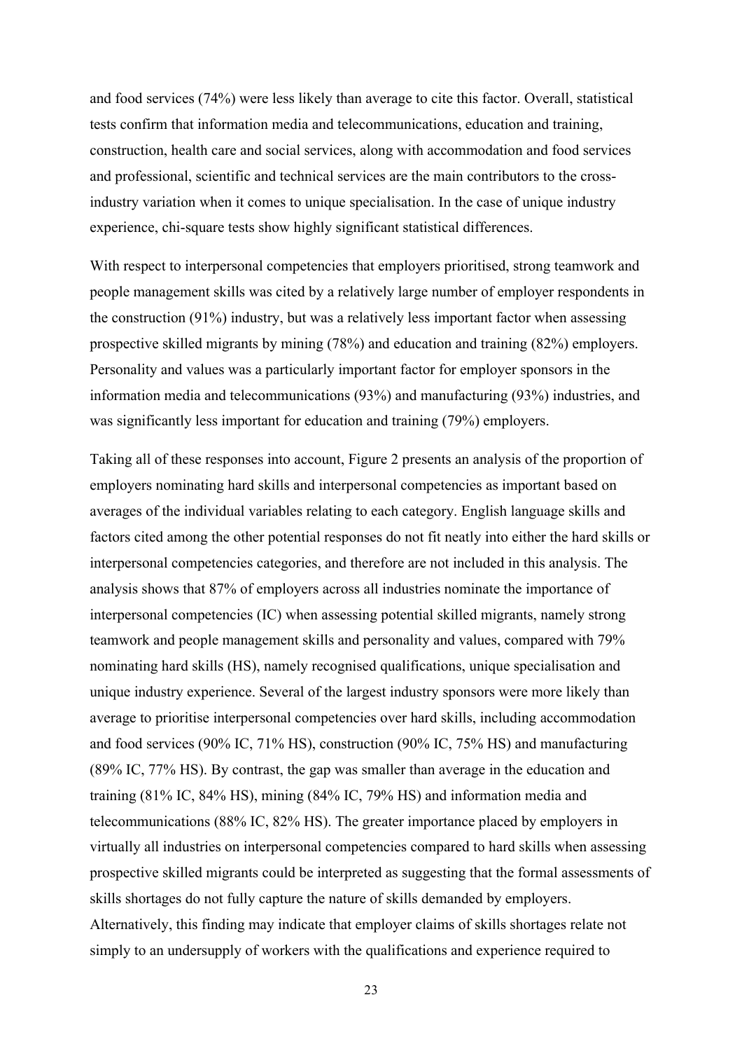and food services (74%) were less likely than average to cite this factor. Overall, statistical tests confirm that information media and telecommunications, education and training, construction, health care and social services, along with accommodation and food services and professional, scientific and technical services are the main contributors to the cross-industry variation when it comes to unique specialisation. In the case of unique industry experience, chi-square tests show highly significant statistical differences.

With respect to interpersonal competencies that employers prioritised, strong teamwork and people management skills was cited by a relatively large number of employer respondents in the construction (91%) industry, but was a relatively less important factor when assessing prospective skilled migrants by mining (78%) and education and training (82%) employers. Personality and values was a particularly important factor for employer sponsors in the information media and telecommunications (93%) and manufacturing (93%) industries, and was significantly less important for education and training (79%) employers.

Taking all of these responses into account, Figure 2 presents an analysis of the proportion of employers nominating hard skills and interpersonal competencies as important based on averages of the individual variables relating to each category. English language skills and factors cited among the other potential responses do not fit neatly into either the hard skills or interpersonal competencies categories, and therefore are not included in this analysis. The analysis shows that 87% of employers across all industries nominate the importance of interpersonal competencies (IC) when assessing potential skilled migrants, namely strong teamwork and people management skills and personality and values, compared with 79% nominating hard skills (HS), namely recognised qualifications, unique specialisation and unique industry experience. Several of the largest industry sponsors were more likely than average to prioritise interpersonal competencies over hard skills, including accommodation and food services (90% IC, 71% HS), construction (90% IC, 75% HS) and manufacturing (89% IC, 77% HS). By contrast, the gap was smaller than average in the education and training (81% IC, 84% HS), mining (84% IC, 79% HS) and information media and telecommunications (88% IC, 82% HS). The greater importance placed by employers in virtually all industries on interpersonal competencies compared to hard skills when assessing prospective skilled migrants could be interpreted as suggesting that the formal assessments of skills shortages do not fully capture the nature of skills demanded by employers. Alternatively, this finding may indicate that employer claims of skills shortages relate not simply to an undersupply of workers with the qualifications and experience required to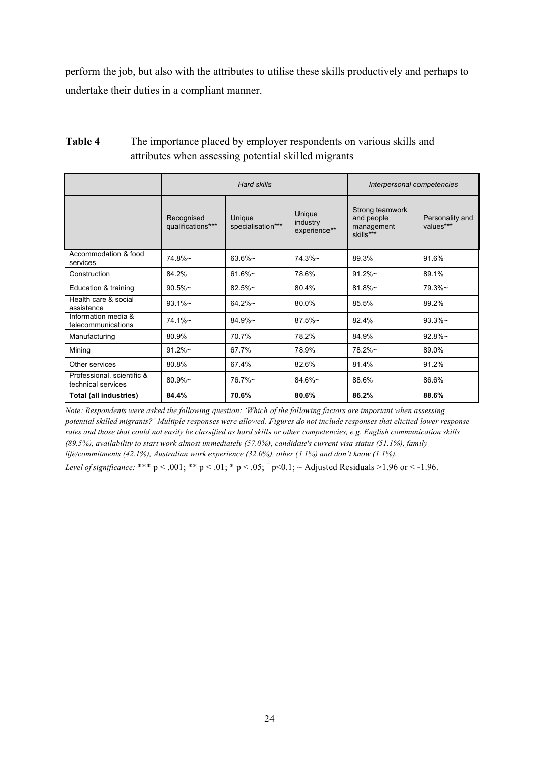perform the job, but also with the attributes to utilise these skills productively and perhaps to undertake their duties in a compliant manner.

**Table 4** The importance placed by employer respondents on various skills and attributes when assessing potential skilled migrants

| | *Hard skills* | | | *Interpersonal competencies* | |
|---|---|---|---|---|---|
| | Recognised qualifications*** | Unique specialisation*** | Unique industry experience** | Strong teamwork and people management skills*** | Personality and values*** |
| Accommodation & food services | 74.8%~ | 63.6%~ | 74.3%~ | 89.3% | 91.6% |
| Construction | 84.2% | 61.6%~ | 78.6% | 91.2%~ | 89.1% |
| Education & training | 90.5%~ | 82.5%~ | 80.4% | 81.8%~ | 79.3%~ |
| Health care & social assistance | 93.1%~ | 64.2%~ | 80.0% | 85.5% | 89.2% |
| Information media & telecommunications | 74.1%~ | 84.9%~ | 87.5%~ | 82.4% | 93.3%~ |
| Manufacturing | 80.9% | 70.7% | 78.2% | 84.9% | 92.8%~ |
| Mining | 91.2%~ | 67.7% | 78.9% | 78.2%~ | 89.0% |
| Other services | 80.8% | 67.4% | 82.6% | 81.4% | 91.2% |
| Professional, scientific & technical services | 80.9%~ | 76.7%~ | 84.6%~ | 88.6% | 86.6% |
| **Total (all industries)** | **84.4%** | **70.6%** | **80.6%** | **86.2%** | **88.6%** |

*Note: Respondents were asked the following question: 'Which of the following factors are important when assessing potential skilled migrants?' Multiple responses were allowed. Figures do not include responses that elicited lower response rates and those that could not easily be classified as hard skills or other competencies, e.g. English communication skills (89.5%), availability to start work almost immediately (57.0%), candidate's current visa status (51.1%), family life/commitments (42.1%), Australian work experience (32.0%), other (1.1%) and don't know (1.1%).*

*Level of significance:* *** $p < .001$; ** $p < .01$; * $p < .05$; $^{+}p<0.1$; ~ Adjusted Residuals >1.96 or < -1.96.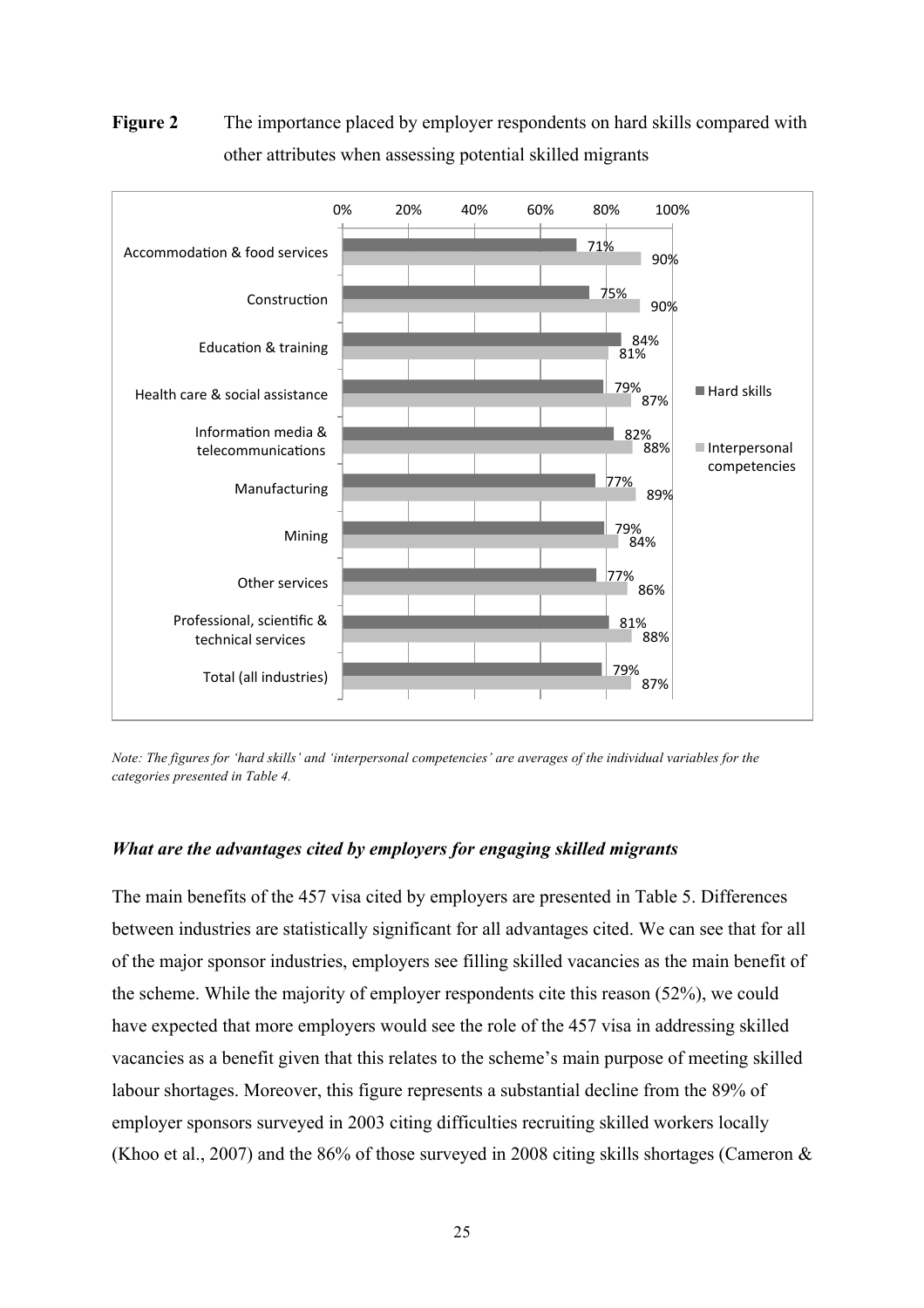**Figure 2** The importance placed by employer respondents on hard skills compared with other attributes when assessing potential skilled migrants

| Industry | Hard skills | Interpersonal competencies |
|---|---|---|
| Accommodation & food services | 71% | 90% |
| Construction | 75% | 90% |
| Education & training | 84% | 81% |
| Health care & social assistance | 79% | 87% |
| Information media & telecommunications | 82% | 88% |
| Manufacturing | 77% | 89% |
| Mining | 79% | 84% |
| Other services | 77% | 86% |
| Professional, scientific & technical services | 81% | 88% |
| Total (all industries) | 79% | 87% |

*Note: The figures for 'hard skills' and 'interpersonal competencies' are averages of the individual variables for the categories presented in Table 4.*

### *What are the advantages cited by employers for engaging skilled migrants*

The main benefits of the 457 visa cited by employers are presented in Table 5. Differences between industries are statistically significant for all advantages cited. We can see that for all of the major sponsor industries, employers see filling skilled vacancies as the main benefit of the scheme. While the majority of employer respondents cite this reason (52%), we could have expected that more employers would see the role of the 457 visa in addressing skilled vacancies as a benefit given that this relates to the scheme's main purpose of meeting skilled labour shortages. Moreover, this figure represents a substantial decline from the 89% of employer sponsors surveyed in 2003 citing difficulties recruiting skilled workers locally (Khoo et al., 2007) and the 86% of those surveyed in 2008 citing skills shortages (Cameron &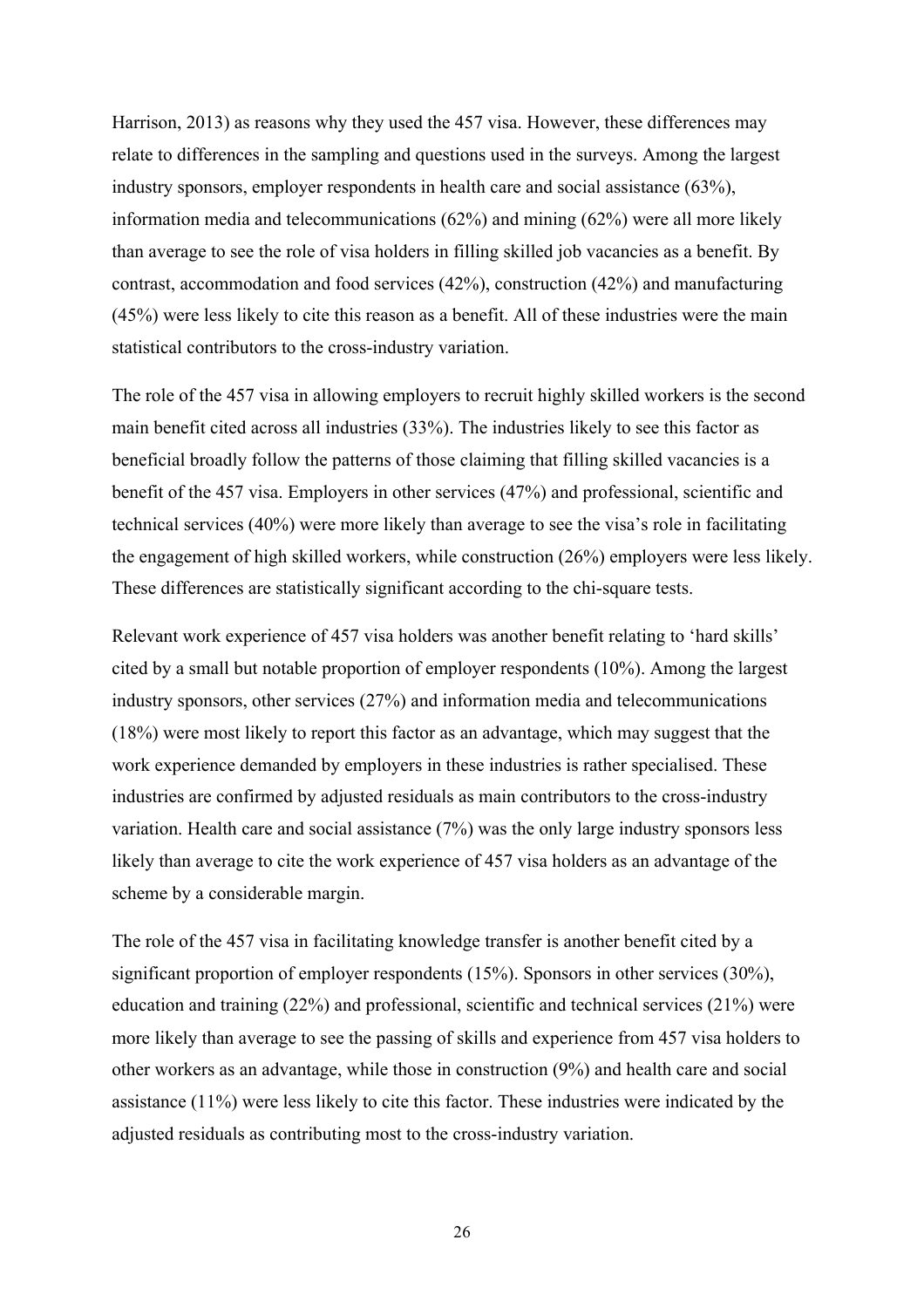Harrison, 2013) as reasons why they used the 457 visa. However, these differences may relate to differences in the sampling and questions used in the surveys. Among the largest industry sponsors, employer respondents in health care and social assistance (63%), information media and telecommunications (62%) and mining (62%) were all more likely than average to see the role of visa holders in filling skilled job vacancies as a benefit. By contrast, accommodation and food services (42%), construction (42%) and manufacturing (45%) were less likely to cite this reason as a benefit. All of these industries were the main statistical contributors to the cross-industry variation.

The role of the 457 visa in allowing employers to recruit highly skilled workers is the second main benefit cited across all industries (33%). The industries likely to see this factor as beneficial broadly follow the patterns of those claiming that filling skilled vacancies is a benefit of the 457 visa. Employers in other services (47%) and professional, scientific and technical services (40%) were more likely than average to see the visa's role in facilitating the engagement of high skilled workers, while construction (26%) employers were less likely. These differences are statistically significant according to the chi-square tests.

Relevant work experience of 457 visa holders was another benefit relating to 'hard skills' cited by a small but notable proportion of employer respondents (10%). Among the largest industry sponsors, other services (27%) and information media and telecommunications (18%) were most likely to report this factor as an advantage, which may suggest that the work experience demanded by employers in these industries is rather specialised. These industries are confirmed by adjusted residuals as main contributors to the cross-industry variation. Health care and social assistance (7%) was the only large industry sponsors less likely than average to cite the work experience of 457 visa holders as an advantage of the scheme by a considerable margin.

The role of the 457 visa in facilitating knowledge transfer is another benefit cited by a significant proportion of employer respondents (15%). Sponsors in other services (30%), education and training (22%) and professional, scientific and technical services (21%) were more likely than average to see the passing of skills and experience from 457 visa holders to other workers as an advantage, while those in construction (9%) and health care and social assistance (11%) were less likely to cite this factor. These industries were indicated by the adjusted residuals as contributing most to the cross-industry variation.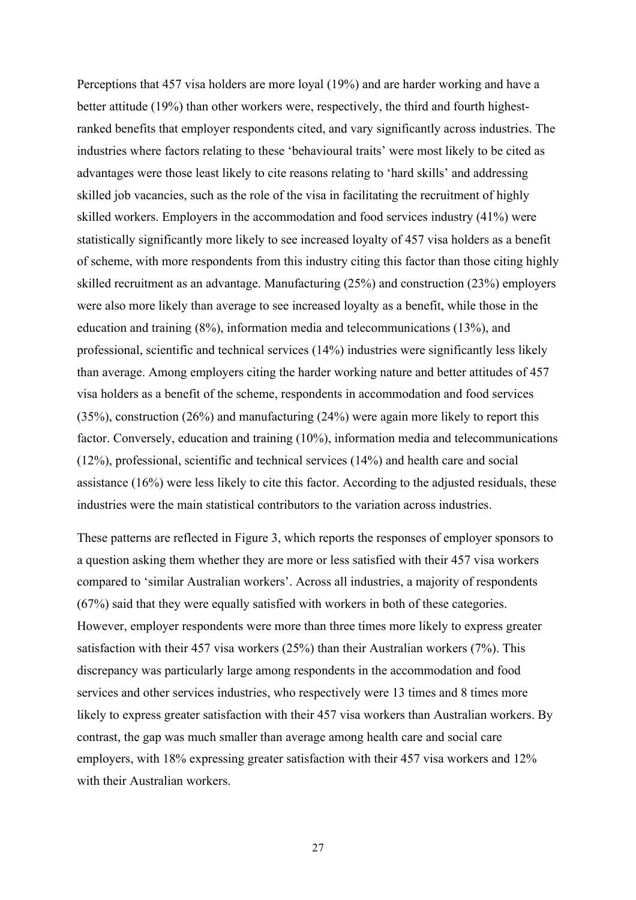Perceptions that 457 visa holders are more loyal (19%) and are harder working and have a better attitude (19%) than other workers were, respectively, the third and fourth highest-ranked benefits that employer respondents cited, and vary significantly across industries. The industries where factors relating to these 'behavioural traits' were most likely to be cited as advantages were those least likely to cite reasons relating to 'hard skills' and addressing skilled job vacancies, such as the role of the visa in facilitating the recruitment of highly skilled workers. Employers in the accommodation and food services industry (41%) were statistically significantly more likely to see increased loyalty of 457 visa holders as a benefit of scheme, with more respondents from this industry citing this factor than those citing highly skilled recruitment as an advantage. Manufacturing (25%) and construction (23%) employers were also more likely than average to see increased loyalty as a benefit, while those in the education and training (8%), information media and telecommunications (13%), and professional, scientific and technical services (14%) industries were significantly less likely than average. Among employers citing the harder working nature and better attitudes of 457 visa holders as a benefit of the scheme, respondents in accommodation and food services (35%), construction (26%) and manufacturing (24%) were again more likely to report this factor. Conversely, education and training (10%), information media and telecommunications (12%), professional, scientific and technical services (14%) and health care and social assistance (16%) were less likely to cite this factor. According to the adjusted residuals, these industries were the main statistical contributors to the variation across industries.

These patterns are reflected in Figure 3, which reports the responses of employer sponsors to a question asking them whether they are more or less satisfied with their 457 visa workers compared to 'similar Australian workers'. Across all industries, a majority of respondents (67%) said that they were equally satisfied with workers in both of these categories. However, employer respondents were more than three times more likely to express greater satisfaction with their 457 visa workers (25%) than their Australian workers (7%). This discrepancy was particularly large among respondents in the accommodation and food services and other services industries, who respectively were 13 times and 8 times more likely to express greater satisfaction with their 457 visa workers than Australian workers. By contrast, the gap was much smaller than average among health care and social care employers, with 18% expressing greater satisfaction with their 457 visa workers and 12% with their Australian workers.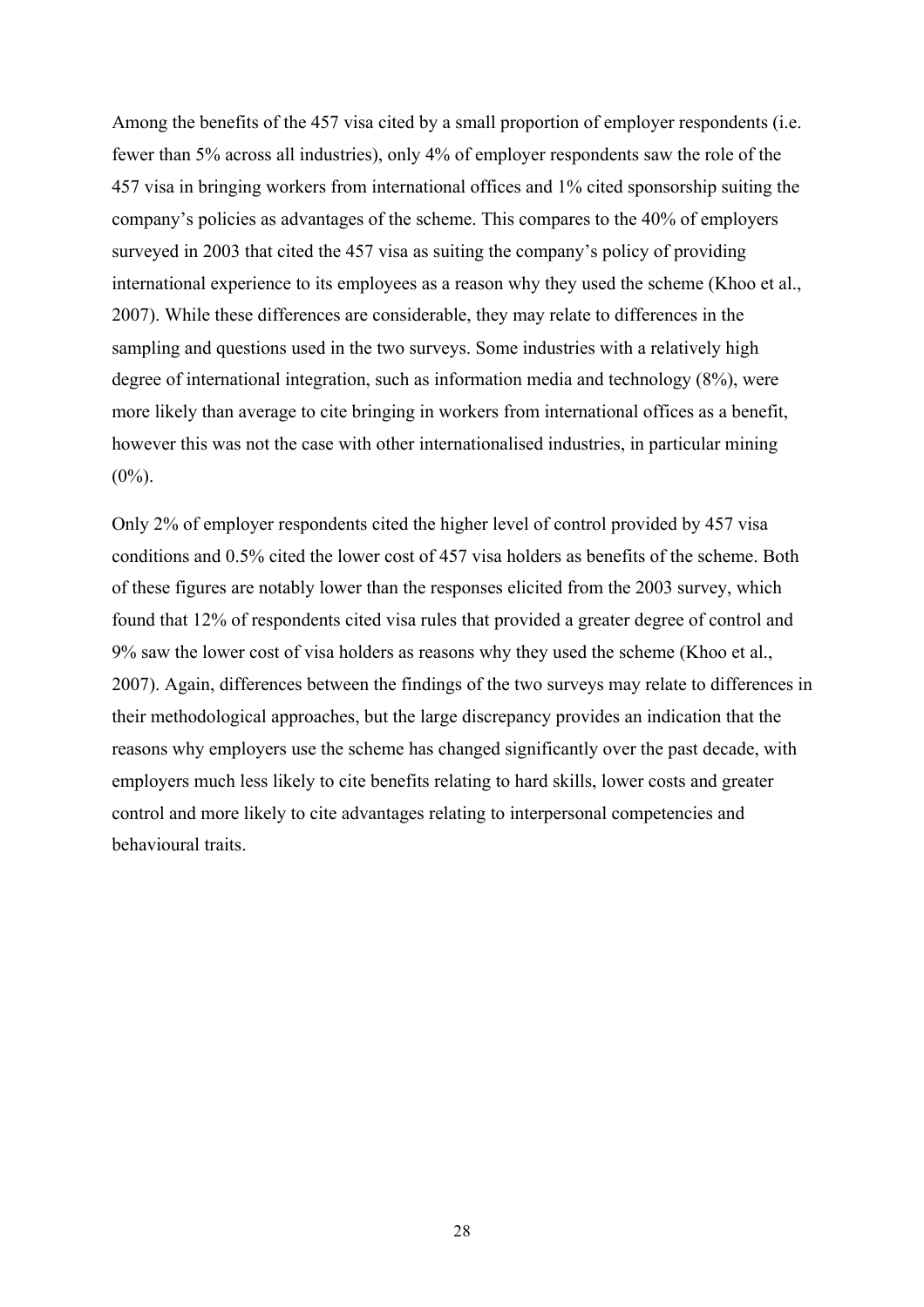Among the benefits of the 457 visa cited by a small proportion of employer respondents (i.e. fewer than 5% across all industries), only 4% of employer respondents saw the role of the 457 visa in bringing workers from international offices and 1% cited sponsorship suiting the company's policies as advantages of the scheme. This compares to the 40% of employers surveyed in 2003 that cited the 457 visa as suiting the company's policy of providing international experience to its employees as a reason why they used the scheme (Khoo et al., 2007). While these differences are considerable, they may relate to differences in the sampling and questions used in the two surveys. Some industries with a relatively high degree of international integration, such as information media and technology (8%), were more likely than average to cite bringing in workers from international offices as a benefit, however this was not the case with other internationalised industries, in particular mining (0%).

Only 2% of employer respondents cited the higher level of control provided by 457 visa conditions and 0.5% cited the lower cost of 457 visa holders as benefits of the scheme. Both of these figures are notably lower than the responses elicited from the 2003 survey, which found that 12% of respondents cited visa rules that provided a greater degree of control and 9% saw the lower cost of visa holders as reasons why they used the scheme (Khoo et al., 2007). Again, differences between the findings of the two surveys may relate to differences in their methodological approaches, but the large discrepancy provides an indication that the reasons why employers use the scheme has changed significantly over the past decade, with employers much less likely to cite benefits relating to hard skills, lower costs and greater control and more likely to cite advantages relating to interpersonal competencies and behavioural traits.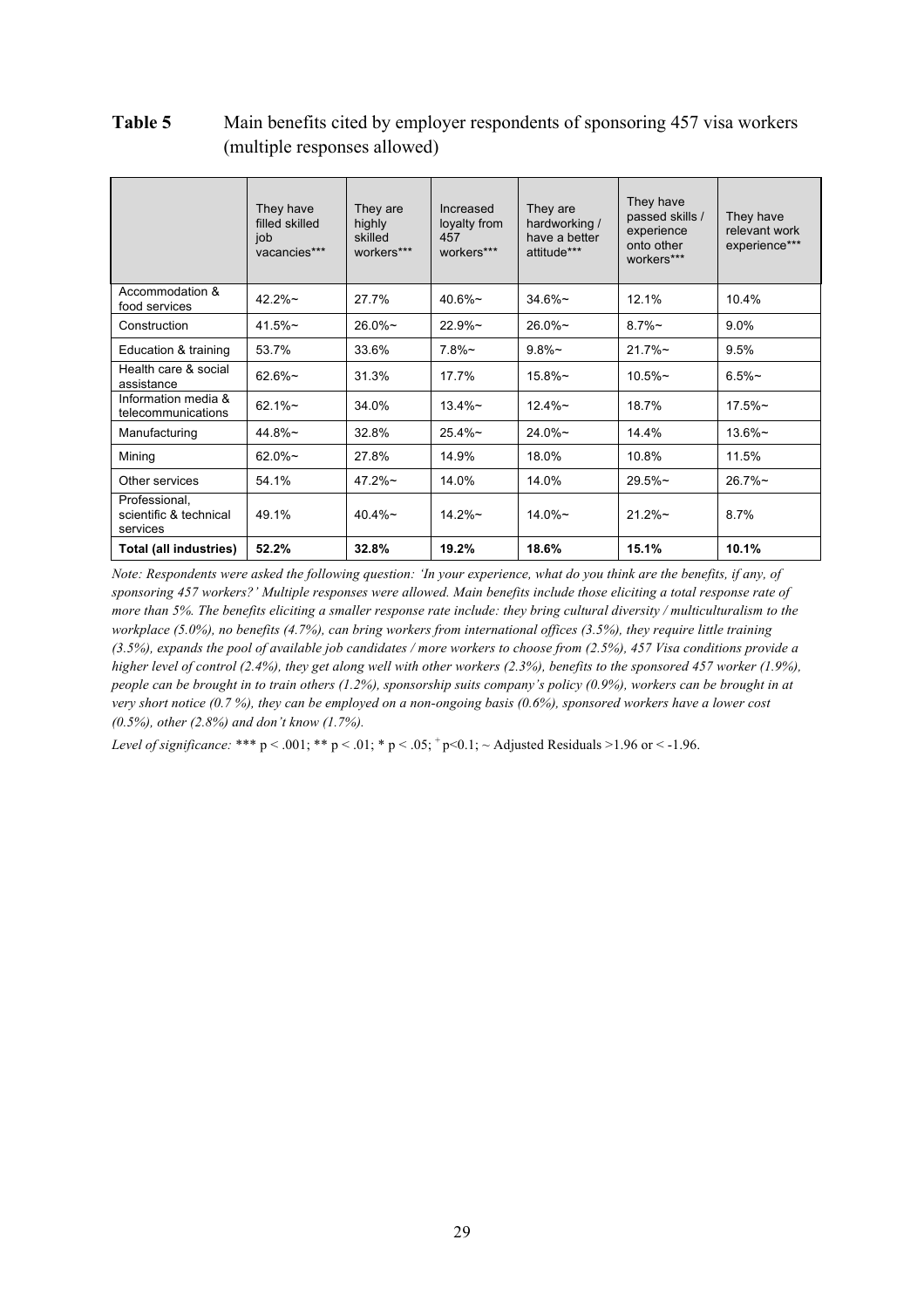**Table 5** Main benefits cited by employer respondents of sponsoring 457 visa workers (multiple responses allowed)

| | They have filled skilled job vacancies*** | They are highly skilled workers*** | Increased loyalty from 457 workers*** | They are hardworking / have a better attitude*** | They have passed skills / experience onto other workers*** | They have relevant work experience*** |
|---|---|---|---|---|---|---|
| Accommodation & food services | 42.2%~ | 27.7% | 40.6%~ | 34.6%~ | 12.1% | 10.4% |
| Construction | 41.5%~ | 26.0%~ | 22.9%~ | 26.0%~ | 8.7%~ | 9.0% |
| Education & training | 53.7% | 33.6% | 7.8%~ | 9.8%~ | 21.7%~ | 9.5% |
| Health care & social assistance | 62.6%~ | 31.3% | 17.7% | 15.8%~ | 10.5%~ | 6.5%~ |
| Information media & telecommunications | 62.1%~ | 34.0% | 13.4%~ | 12.4%~ | 18.7% | 17.5%~ |
| Manufacturing | 44.8%~ | 32.8% | 25.4%~ | 24.0%~ | 14.4% | 13.6%~ |
| Mining | 62.0%~ | 27.8% | 14.9% | 18.0% | 10.8% | 11.5% |
| Other services | 54.1% | 47.2%~ | 14.0% | 14.0% | 29.5%~ | 26.7%~ |
| Professional, scientific & technical services | 49.1% | 40.4%~ | 14.2%~ | 14.0%~ | 21.2%~ | 8.7% |
| **Total (all industries)** | **52.2%** | **32.8%** | **19.2%** | **18.6%** | **15.1%** | **10.1%** |

*Note: Respondents were asked the following question: 'In your experience, what do you think are the benefits, if any, of sponsoring 457 workers?' Multiple responses were allowed. Main benefits include those eliciting a total response rate of more than 5%. The benefits eliciting a smaller response rate include: they bring cultural diversity / multiculturalism to the workplace (5.0%), no benefits (4.7%), can bring workers from international offices (3.5%), they require little training (3.5%), expands the pool of available job candidates / more workers to choose from (2.5%), 457 Visa conditions provide a higher level of control (2.4%), they get along well with other workers (2.3%), benefits to the sponsored 457 worker (1.9%), people can be brought in to train others (1.2%), sponsorship suits company's policy (0.9%), workers can be brought in at very short notice (0.7 %), they can be employed on a non-ongoing basis (0.6%), sponsored workers have a lower cost (0.5%), other (2.8%) and don't know (1.7%).*

*Level of significance:* *** $p < .001$; ** $p < .01$; * $p < .05$; $^{+}p<0.1$; ~ Adjusted Residuals >1.96 or < -1.96.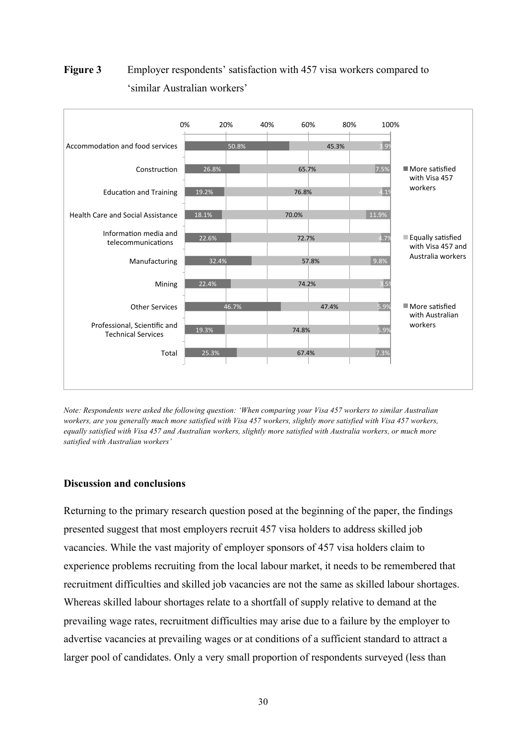**Figure 3** Employer respondents' satisfaction with 457 visa workers compared to 'similar Australian workers'

| Industry | More satisfied with Visa 457 workers | Equally satisfied with Visa 457 and Australia workers | More satisfied with Australian workers |
|---|---|---|---|
| Accommodation and food services | 50.8% | 45.3% | 3.9% |
| Construction | 26.8% | 65.7% | 7.5% |
| Education and Training | 19.2% | 76.8% | 4.1% |
| Health Care and Social Assistance | 18.1% | 70.0% | 11.9% |
| Information media and telecommunications | 22.6% | 72.7% | 4.7% |
| Manufacturing | 32.4% | 57.8% | 9.8% |
| Mining | 22.4% | 74.2% | 3.5% |
| Other Services | 46.7% | 47.4% | 5.9% |
| Professional, Scientific and Technical Services | 19.3% | 74.8% | 5.9% |
| Total | 25.3% | 67.4% | 7.3% |

*Note: Respondents were asked the following question: 'When comparing your Visa 457 workers to similar Australian workers, are you generally much more satisfied with Visa 457 workers, slightly more satisfied with Visa 457 workers, equally satisfied with Visa 457 and Australian workers, slightly more satisfied with Australia workers, or much more satisfied with Australian workers'*

### Discussion and conclusions

Returning to the primary research question posed at the beginning of the paper, the findings presented suggest that most employers recruit 457 visa holders to address skilled job vacancies. While the vast majority of employer sponsors of 457 visa holders claim to experience problems recruiting from the local labour market, it needs to be remembered that recruitment difficulties and skilled job vacancies are not the same as skilled labour shortages. Whereas skilled labour shortages relate to a shortfall of supply relative to demand at the prevailing wage rates, recruitment difficulties may arise due to a failure by the employer to advertise vacancies at prevailing wages or at conditions of a sufficient standard to attract a larger pool of candidates. Only a very small proportion of respondents surveyed (less than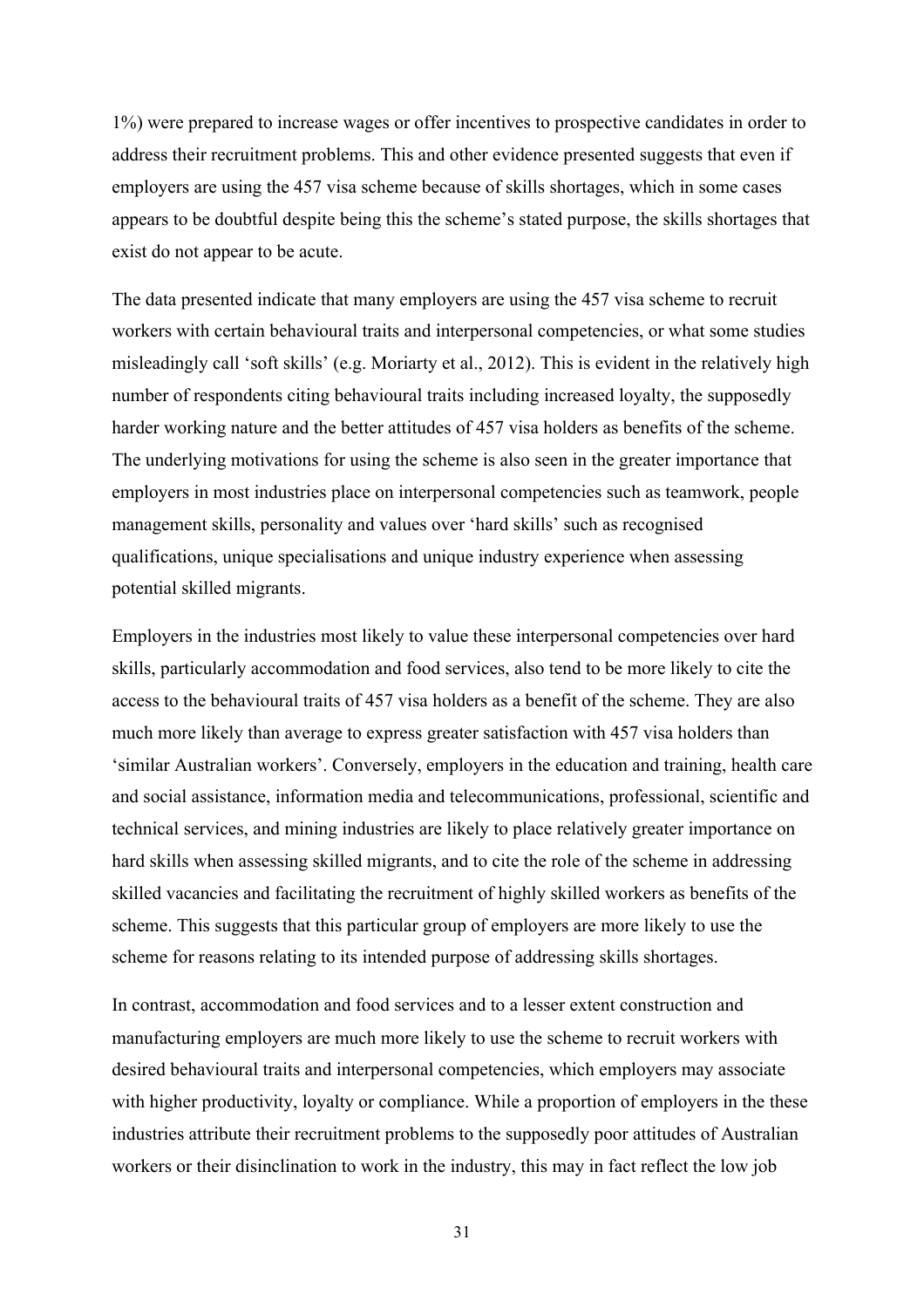1%) were prepared to increase wages or offer incentives to prospective candidates in order to address their recruitment problems. This and other evidence presented suggests that even if employers are using the 457 visa scheme because of skills shortages, which in some cases appears to be doubtful despite being this the scheme's stated purpose, the skills shortages that exist do not appear to be acute.

The data presented indicate that many employers are using the 457 visa scheme to recruit workers with certain behavioural traits and interpersonal competencies, or what some studies misleadingly call 'soft skills' (e.g. Moriarty et al., 2012). This is evident in the relatively high number of respondents citing behavioural traits including increased loyalty, the supposedly harder working nature and the better attitudes of 457 visa holders as benefits of the scheme. The underlying motivations for using the scheme is also seen in the greater importance that employers in most industries place on interpersonal competencies such as teamwork, people management skills, personality and values over 'hard skills' such as recognised qualifications, unique specialisations and unique industry experience when assessing potential skilled migrants.

Employers in the industries most likely to value these interpersonal competencies over hard skills, particularly accommodation and food services, also tend to be more likely to cite the access to the behavioural traits of 457 visa holders as a benefit of the scheme. They are also much more likely than average to express greater satisfaction with 457 visa holders than 'similar Australian workers'. Conversely, employers in the education and training, health care and social assistance, information media and telecommunications, professional, scientific and technical services, and mining industries are likely to place relatively greater importance on hard skills when assessing skilled migrants, and to cite the role of the scheme in addressing skilled vacancies and facilitating the recruitment of highly skilled workers as benefits of the scheme. This suggests that this particular group of employers are more likely to use the scheme for reasons relating to its intended purpose of addressing skills shortages.

In contrast, accommodation and food services and to a lesser extent construction and manufacturing employers are much more likely to use the scheme to recruit workers with desired behavioural traits and interpersonal competencies, which employers may associate with higher productivity, loyalty or compliance. While a proportion of employers in the these industries attribute their recruitment problems to the supposedly poor attitudes of Australian workers or their disinclination to work in the industry, this may in fact reflect the low job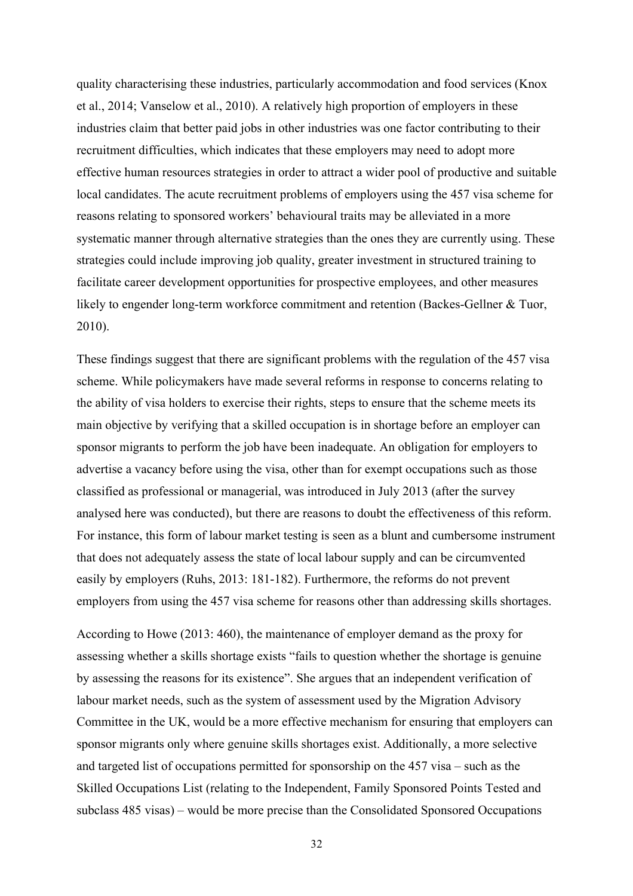quality characterising these industries, particularly accommodation and food services (Knox et al., 2014; Vanselow et al., 2010). A relatively high proportion of employers in these industries claim that better paid jobs in other industries was one factor contributing to their recruitment difficulties, which indicates that these employers may need to adopt more effective human resources strategies in order to attract a wider pool of productive and suitable local candidates. The acute recruitment problems of employers using the 457 visa scheme for reasons relating to sponsored workers' behavioural traits may be alleviated in a more systematic manner through alternative strategies than the ones they are currently using. These strategies could include improving job quality, greater investment in structured training to facilitate career development opportunities for prospective employees, and other measures likely to engender long-term workforce commitment and retention (Backes-Gellner & Tuor, 2010).

These findings suggest that there are significant problems with the regulation of the 457 visa scheme. While policymakers have made several reforms in response to concerns relating to the ability of visa holders to exercise their rights, steps to ensure that the scheme meets its main objective by verifying that a skilled occupation is in shortage before an employer can sponsor migrants to perform the job have been inadequate. An obligation for employers to advertise a vacancy before using the visa, other than for exempt occupations such as those classified as professional or managerial, was introduced in July 2013 (after the survey analysed here was conducted), but there are reasons to doubt the effectiveness of this reform. For instance, this form of labour market testing is seen as a blunt and cumbersome instrument that does not adequately assess the state of local labour supply and can be circumvented easily by employers (Ruhs, 2013: 181-182). Furthermore, the reforms do not prevent employers from using the 457 visa scheme for reasons other than addressing skills shortages.

According to Howe (2013: 460), the maintenance of employer demand as the proxy for assessing whether a skills shortage exists "fails to question whether the shortage is genuine by assessing the reasons for its existence". She argues that an independent verification of labour market needs, such as the system of assessment used by the Migration Advisory Committee in the UK, would be a more effective mechanism for ensuring that employers can sponsor migrants only where genuine skills shortages exist. Additionally, a more selective and targeted list of occupations permitted for sponsorship on the 457 visa – such as the Skilled Occupations List (relating to the Independent, Family Sponsored Points Tested and subclass 485 visas) – would be more precise than the Consolidated Sponsored Occupations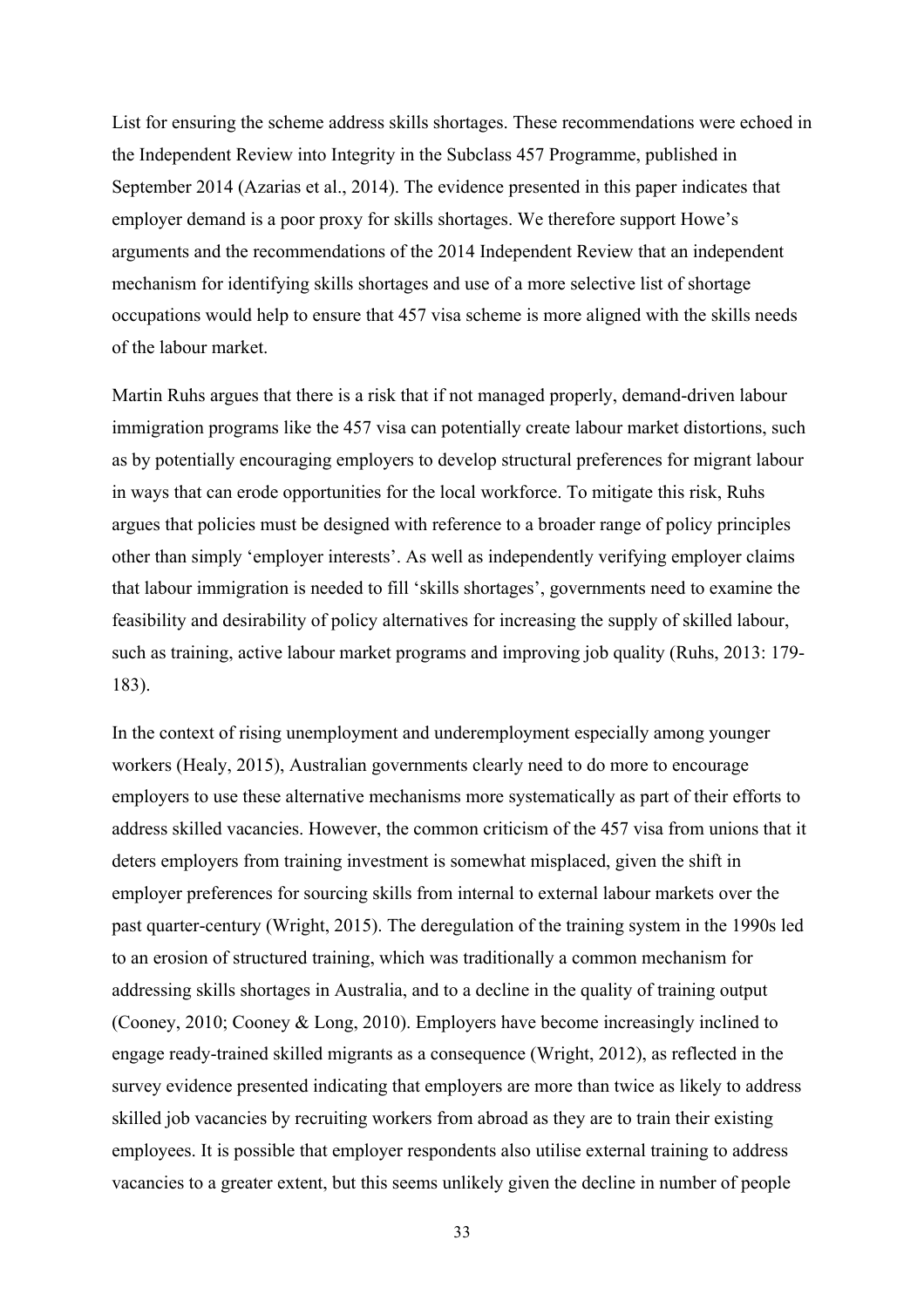List for ensuring the scheme address skills shortages. These recommendations were echoed in the Independent Review into Integrity in the Subclass 457 Programme, published in September 2014 (Azarias et al., 2014). The evidence presented in this paper indicates that employer demand is a poor proxy for skills shortages. We therefore support Howe's arguments and the recommendations of the 2014 Independent Review that an independent mechanism for identifying skills shortages and use of a more selective list of shortage occupations would help to ensure that 457 visa scheme is more aligned with the skills needs of the labour market.

Martin Ruhs argues that there is a risk that if not managed properly, demand-driven labour immigration programs like the 457 visa can potentially create labour market distortions, such as by potentially encouraging employers to develop structural preferences for migrant labour in ways that can erode opportunities for the local workforce. To mitigate this risk, Ruhs argues that policies must be designed with reference to a broader range of policy principles other than simply 'employer interests'. As well as independently verifying employer claims that labour immigration is needed to fill 'skills shortages', governments need to examine the feasibility and desirability of policy alternatives for increasing the supply of skilled labour, such as training, active labour market programs and improving job quality (Ruhs, 2013: 179-183).

In the context of rising unemployment and underemployment especially among younger workers (Healy, 2015), Australian governments clearly need to do more to encourage employers to use these alternative mechanisms more systematically as part of their efforts to address skilled vacancies. However, the common criticism of the 457 visa from unions that it deters employers from training investment is somewhat misplaced, given the shift in employer preferences for sourcing skills from internal to external labour markets over the past quarter-century (Wright, 2015). The deregulation of the training system in the 1990s led to an erosion of structured training, which was traditionally a common mechanism for addressing skills shortages in Australia, and to a decline in the quality of training output (Cooney, 2010; Cooney & Long, 2010). Employers have become increasingly inclined to engage ready-trained skilled migrants as a consequence (Wright, 2012), as reflected in the survey evidence presented indicating that employers are more than twice as likely to address skilled job vacancies by recruiting workers from abroad as they are to train their existing employees. It is possible that employer respondents also utilise external training to address vacancies to a greater extent, but this seems unlikely given the decline in number of people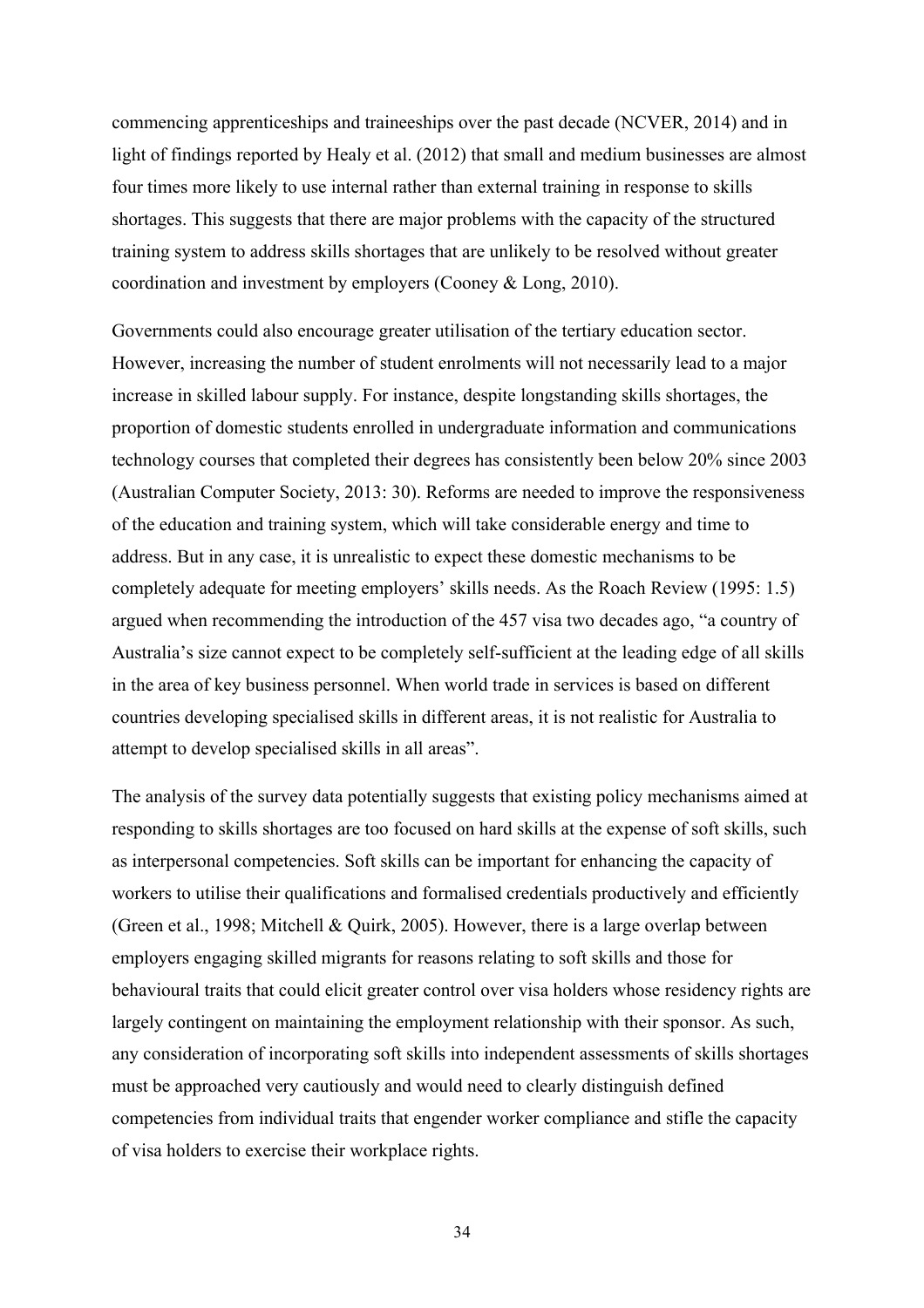commencing apprenticeships and traineeships over the past decade (NCVER, 2014) and in light of findings reported by Healy et al. (2012) that small and medium businesses are almost four times more likely to use internal rather than external training in response to skills shortages. This suggests that there are major problems with the capacity of the structured training system to address skills shortages that are unlikely to be resolved without greater coordination and investment by employers (Cooney & Long, 2010).

Governments could also encourage greater utilisation of the tertiary education sector. However, increasing the number of student enrolments will not necessarily lead to a major increase in skilled labour supply. For instance, despite longstanding skills shortages, the proportion of domestic students enrolled in undergraduate information and communications technology courses that completed their degrees has consistently been below 20% since 2003 (Australian Computer Society, 2013: 30). Reforms are needed to improve the responsiveness of the education and training system, which will take considerable energy and time to address. But in any case, it is unrealistic to expect these domestic mechanisms to be completely adequate for meeting employers' skills needs. As the Roach Review (1995: 1.5) argued when recommending the introduction of the 457 visa two decades ago, "a country of Australia's size cannot expect to be completely self-sufficient at the leading edge of all skills in the area of key business personnel. When world trade in services is based on different countries developing specialised skills in different areas, it is not realistic for Australia to attempt to develop specialised skills in all areas".

The analysis of the survey data potentially suggests that existing policy mechanisms aimed at responding to skills shortages are too focused on hard skills at the expense of soft skills, such as interpersonal competencies. Soft skills can be important for enhancing the capacity of workers to utilise their qualifications and formalised credentials productively and efficiently (Green et al., 1998; Mitchell & Quirk, 2005). However, there is a large overlap between employers engaging skilled migrants for reasons relating to soft skills and those for behavioural traits that could elicit greater control over visa holders whose residency rights are largely contingent on maintaining the employment relationship with their sponsor. As such, any consideration of incorporating soft skills into independent assessments of skills shortages must be approached very cautiously and would need to clearly distinguish defined competencies from individual traits that engender worker compliance and stifle the capacity of visa holders to exercise their workplace rights.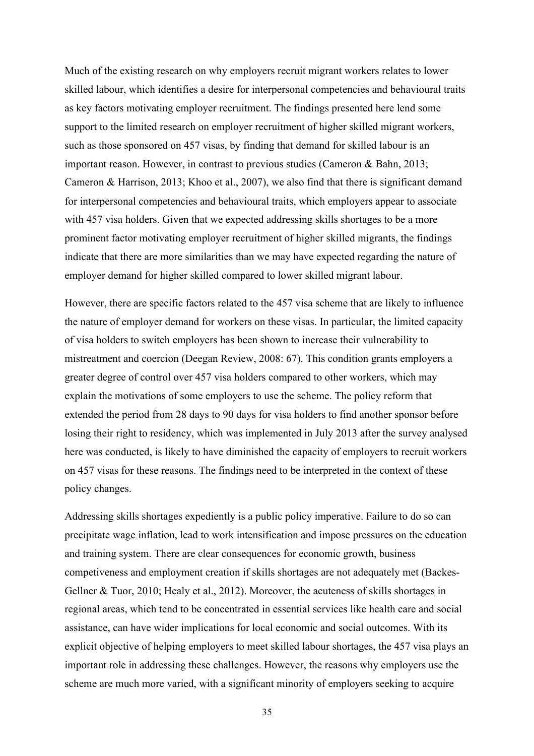Much of the existing research on why employers recruit migrant workers relates to lower skilled labour, which identifies a desire for interpersonal competencies and behavioural traits as key factors motivating employer recruitment. The findings presented here lend some support to the limited research on employer recruitment of higher skilled migrant workers, such as those sponsored on 457 visas, by finding that demand for skilled labour is an important reason. However, in contrast to previous studies (Cameron & Bahn, 2013; Cameron & Harrison, 2013; Khoo et al., 2007), we also find that there is significant demand for interpersonal competencies and behavioural traits, which employers appear to associate with 457 visa holders. Given that we expected addressing skills shortages to be a more prominent factor motivating employer recruitment of higher skilled migrants, the findings indicate that there are more similarities than we may have expected regarding the nature of employer demand for higher skilled compared to lower skilled migrant labour.

However, there are specific factors related to the 457 visa scheme that are likely to influence the nature of employer demand for workers on these visas. In particular, the limited capacity of visa holders to switch employers has been shown to increase their vulnerability to mistreatment and coercion (Deegan Review, 2008: 67). This condition grants employers a greater degree of control over 457 visa holders compared to other workers, which may explain the motivations of some employers to use the scheme. The policy reform that extended the period from 28 days to 90 days for visa holders to find another sponsor before losing their right to residency, which was implemented in July 2013 after the survey analysed here was conducted, is likely to have diminished the capacity of employers to recruit workers on 457 visas for these reasons. The findings need to be interpreted in the context of these policy changes.

Addressing skills shortages expediently is a public policy imperative. Failure to do so can precipitate wage inflation, lead to work intensification and impose pressures on the education and training system. There are clear consequences for economic growth, business competiveness and employment creation if skills shortages are not adequately met (Backes-Gellner & Tuor, 2010; Healy et al., 2012). Moreover, the acuteness of skills shortages in regional areas, which tend to be concentrated in essential services like health care and social assistance, can have wider implications for local economic and social outcomes. With its explicit objective of helping employers to meet skilled labour shortages, the 457 visa plays an important role in addressing these challenges. However, the reasons why employers use the scheme are much more varied, with a significant minority of employers seeking to acquire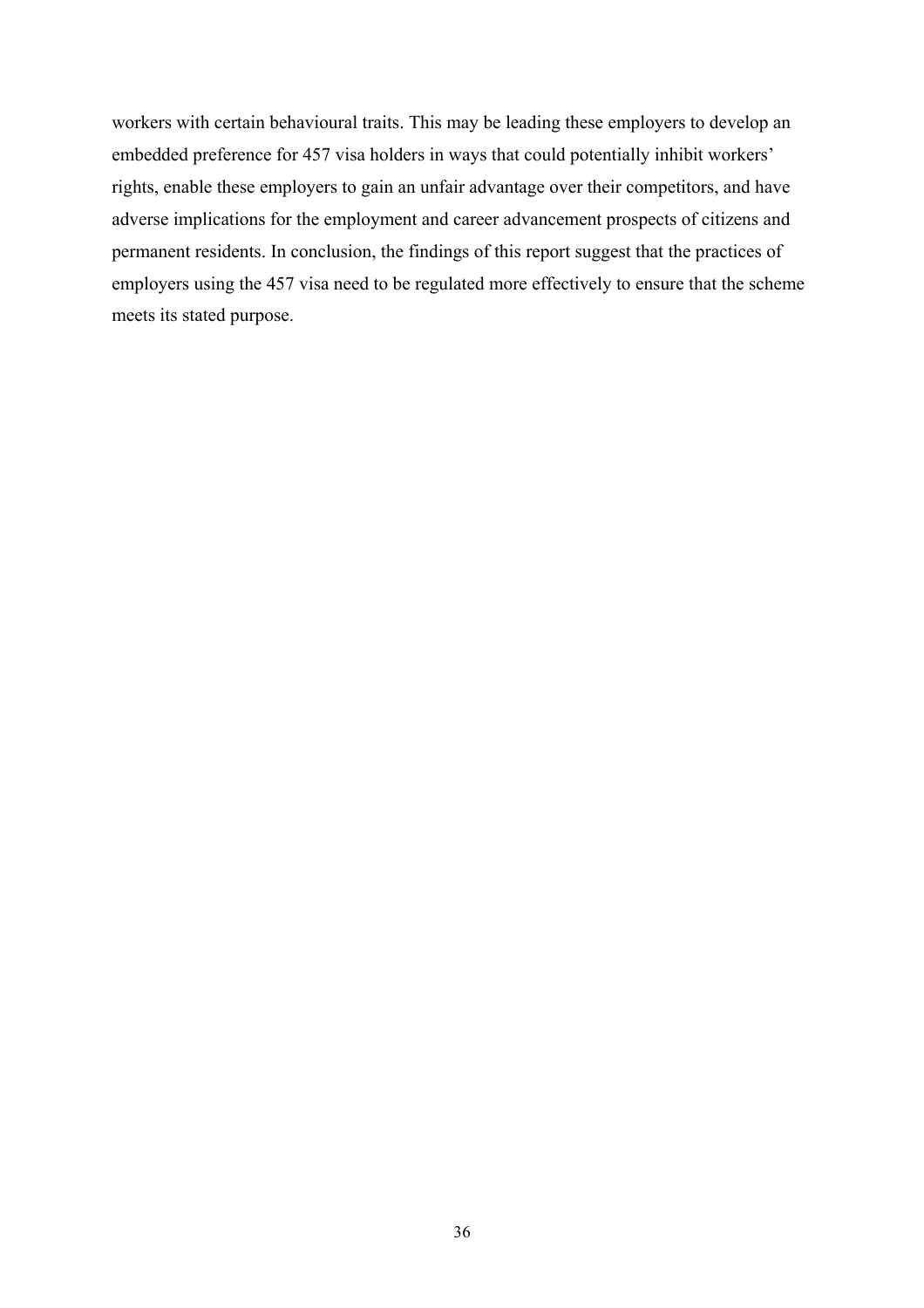workers with certain behavioural traits. This may be leading these employers to develop an embedded preference for 457 visa holders in ways that could potentially inhibit workers' rights, enable these employers to gain an unfair advantage over their competitors, and have adverse implications for the employment and career advancement prospects of citizens and permanent residents. In conclusion, the findings of this report suggest that the practices of employers using the 457 visa need to be regulated more effectively to ensure that the scheme meets its stated purpose.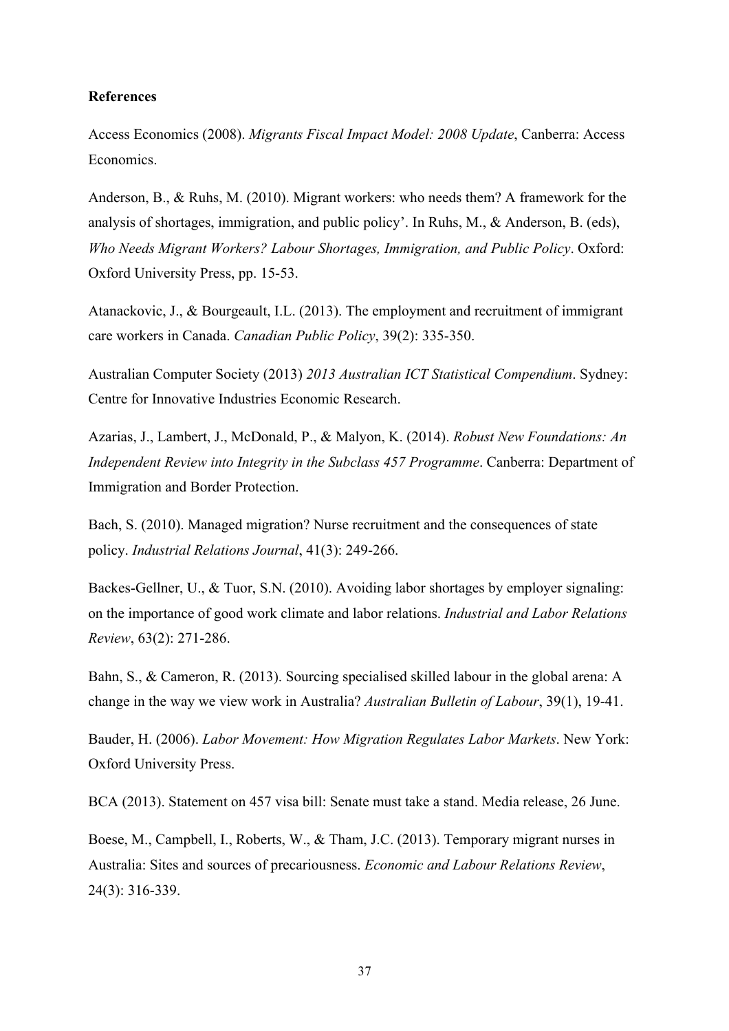**References**

Access Economics (2008). *Migrants Fiscal Impact Model: 2008 Update*, Canberra: Access Economics.

Anderson, B., & Ruhs, M. (2010). Migrant workers: who needs them? A framework for the analysis of shortages, immigration, and public policy'. In Ruhs, M., & Anderson, B. (eds), *Who Needs Migrant Workers? Labour Shortages, Immigration, and Public Policy*. Oxford: Oxford University Press, pp. 15-53.

Atanackovic, J., & Bourgeault, I.L. (2013). The employment and recruitment of immigrant care workers in Canada. *Canadian Public Policy*, 39(2): 335-350.

Australian Computer Society (2013) *2013 Australian ICT Statistical Compendium*. Sydney: Centre for Innovative Industries Economic Research.

Azarias, J., Lambert, J., McDonald, P., & Malyon, K. (2014). *Robust New Foundations: An Independent Review into Integrity in the Subclass 457 Programme*. Canberra: Department of Immigration and Border Protection.

Bach, S. (2010). Managed migration? Nurse recruitment and the consequences of state policy. *Industrial Relations Journal*, 41(3): 249-266.

Backes-Gellner, U., & Tuor, S.N. (2010). Avoiding labor shortages by employer signaling: on the importance of good work climate and labor relations. *Industrial and Labor Relations Review*, 63(2): 271-286.

Bahn, S., & Cameron, R. (2013). Sourcing specialised skilled labour in the global arena: A change in the way we view work in Australia? *Australian Bulletin of Labour*, 39(1), 19-41.

Bauder, H. (2006). *Labor Movement: How Migration Regulates Labor Markets*. New York: Oxford University Press.

BCA (2013). Statement on 457 visa bill: Senate must take a stand. Media release, 26 June.

Boese, M., Campbell, I., Roberts, W., & Tham, J.C. (2013). Temporary migrant nurses in Australia: Sites and sources of precariousness. *Economic and Labour Relations Review*, 24(3): 316-339.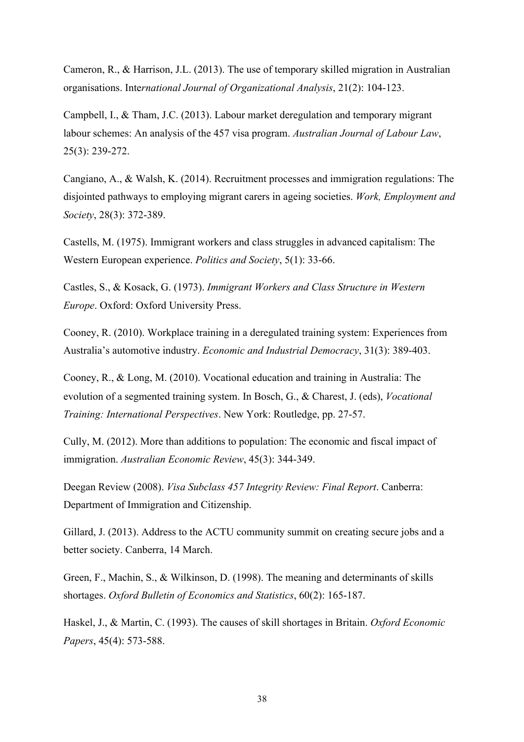Cameron, R., & Harrison, J.L. (2013). The use of temporary skilled migration in Australian organisations. Inte*rnational Journal of Organizational Analysis*, 21(2): 104-123.

Campbell, I., & Tham, J.C. (2013). Labour market deregulation and temporary migrant labour schemes: An analysis of the 457 visa program. *Australian Journal of Labour Law*, 25(3): 239-272.

Cangiano, A., & Walsh, K. (2014). Recruitment processes and immigration regulations: The disjointed pathways to employing migrant carers in ageing societies. *Work, Employment and Society*, 28(3): 372-389.

Castells, M. (1975). Immigrant workers and class struggles in advanced capitalism: The Western European experience. *Politics and Society*, 5(1): 33-66.

Castles, S., & Kosack, G. (1973). *Immigrant Workers and Class Structure in Western Europe*. Oxford: Oxford University Press.

Cooney, R. (2010). Workplace training in a deregulated training system: Experiences from Australia's automotive industry. *Economic and Industrial Democracy*, 31(3): 389-403.

Cooney, R., & Long, M. (2010). Vocational education and training in Australia: The evolution of a segmented training system. In Bosch, G., & Charest, J. (eds), *Vocational Training: International Perspectives*. New York: Routledge, pp. 27-57.

Cully, M. (2012). More than additions to population: The economic and fiscal impact of immigration. *Australian Economic Review*, 45(3): 344-349.

Deegan Review (2008). *Visa Subclass 457 Integrity Review: Final Report*. Canberra: Department of Immigration and Citizenship.

Gillard, J. (2013). Address to the ACTU community summit on creating secure jobs and a better society. Canberra, 14 March.

Green, F., Machin, S., & Wilkinson, D. (1998). The meaning and determinants of skills shortages. *Oxford Bulletin of Economics and Statistics*, 60(2): 165-187.

Haskel, J., & Martin, C. (1993). The causes of skill shortages in Britain. *Oxford Economic Papers*, 45(4): 573-588.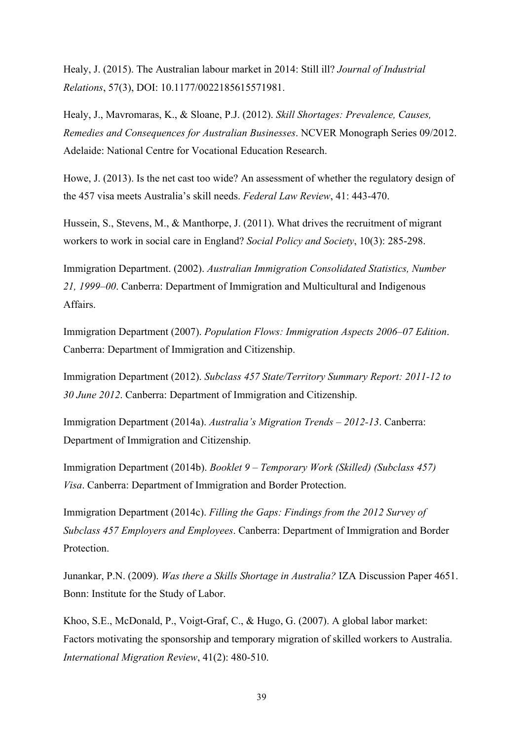Healy, J. (2015). The Australian labour market in 2014: Still ill? *Journal of Industrial Relations*, 57(3), DOI: 10.1177/0022185615571981.

Healy, J., Mavromaras, K., & Sloane, P.J. (2012). *Skill Shortages: Prevalence, Causes, Remedies and Consequences for Australian Businesses*. NCVER Monograph Series 09/2012. Adelaide: National Centre for Vocational Education Research.

Howe, J. (2013). Is the net cast too wide? An assessment of whether the regulatory design of the 457 visa meets Australia's skill needs. *Federal Law Review*, 41: 443-470.

Hussein, S., Stevens, M., & Manthorpe, J. (2011). What drives the recruitment of migrant workers to work in social care in England? *Social Policy and Society*, 10(3): 285-298.

Immigration Department. (2002). *Australian Immigration Consolidated Statistics, Number 21, 1999–00*. Canberra: Department of Immigration and Multicultural and Indigenous Affairs.

Immigration Department (2007). *Population Flows: Immigration Aspects 2006–07 Edition*. Canberra: Department of Immigration and Citizenship.

Immigration Department (2012). *Subclass 457 State/Territory Summary Report: 2011-12 to 30 June 2012*. Canberra: Department of Immigration and Citizenship.

Immigration Department (2014a). *Australia's Migration Trends – 2012-13*. Canberra: Department of Immigration and Citizenship.

Immigration Department (2014b). *Booklet 9 – Temporary Work (Skilled) (Subclass 457) Visa*. Canberra: Department of Immigration and Border Protection.

Immigration Department (2014c). *Filling the Gaps: Findings from the 2012 Survey of Subclass 457 Employers and Employees*. Canberra: Department of Immigration and Border Protection.

Junankar, P.N. (2009). *Was there a Skills Shortage in Australia?* IZA Discussion Paper 4651. Bonn: Institute for the Study of Labor.

Khoo, S.E., McDonald, P., Voigt-Graf, C., & Hugo, G. (2007). A global labor market: Factors motivating the sponsorship and temporary migration of skilled workers to Australia. *International Migration Review*, 41(2): 480-510.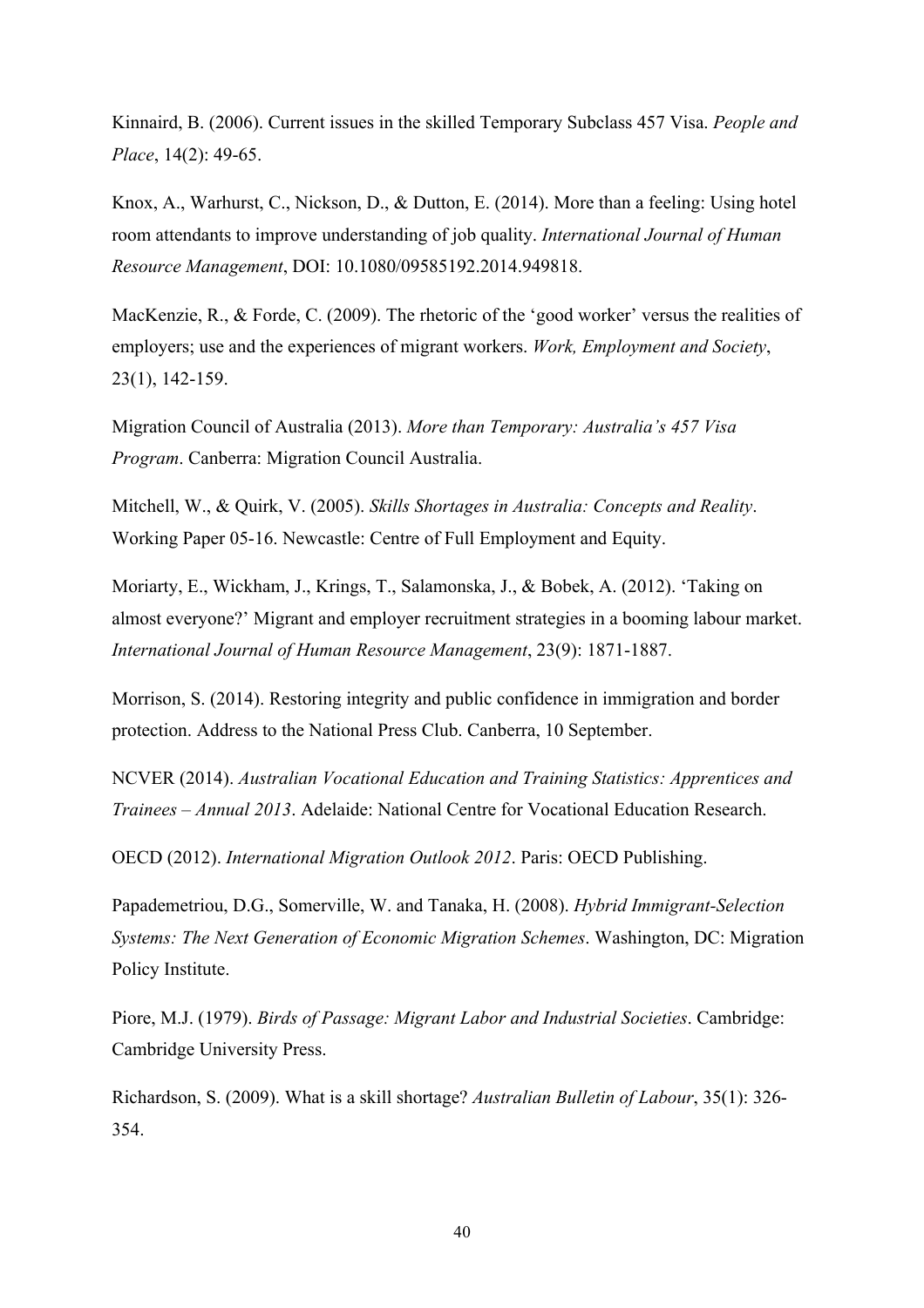Kinnaird, B. (2006). Current issues in the skilled Temporary Subclass 457 Visa. *People and Place*, 14(2): 49-65.

Knox, A., Warhurst, C., Nickson, D., & Dutton, E. (2014). More than a feeling: Using hotel room attendants to improve understanding of job quality. *International Journal of Human Resource Management*, DOI: 10.1080/09585192.2014.949818.

MacKenzie, R., & Forde, C. (2009). The rhetoric of the 'good worker' versus the realities of employers; use and the experiences of migrant workers. *Work, Employment and Society*, 23(1), 142-159.

Migration Council of Australia (2013). *More than Temporary: Australia's 457 Visa Program*. Canberra: Migration Council Australia.

Mitchell, W., & Quirk, V. (2005). *Skills Shortages in Australia: Concepts and Reality*. Working Paper 05-16. Newcastle: Centre of Full Employment and Equity.

Moriarty, E., Wickham, J., Krings, T., Salamonska, J., & Bobek, A. (2012). 'Taking on almost everyone?' Migrant and employer recruitment strategies in a booming labour market. *International Journal of Human Resource Management*, 23(9): 1871-1887.

Morrison, S. (2014). Restoring integrity and public confidence in immigration and border protection. Address to the National Press Club. Canberra, 10 September.

NCVER (2014). *Australian Vocational Education and Training Statistics: Apprentices and Trainees – Annual 2013*. Adelaide: National Centre for Vocational Education Research.

OECD (2012). *International Migration Outlook 2012*. Paris: OECD Publishing.

Papademetriou, D.G., Somerville, W. and Tanaka, H. (2008). *Hybrid Immigrant-Selection Systems: The Next Generation of Economic Migration Schemes*. Washington, DC: Migration Policy Institute.

Piore, M.J. (1979). *Birds of Passage: Migrant Labor and Industrial Societies*. Cambridge: Cambridge University Press.

Richardson, S. (2009). What is a skill shortage? *Australian Bulletin of Labour*, 35(1): 326-354.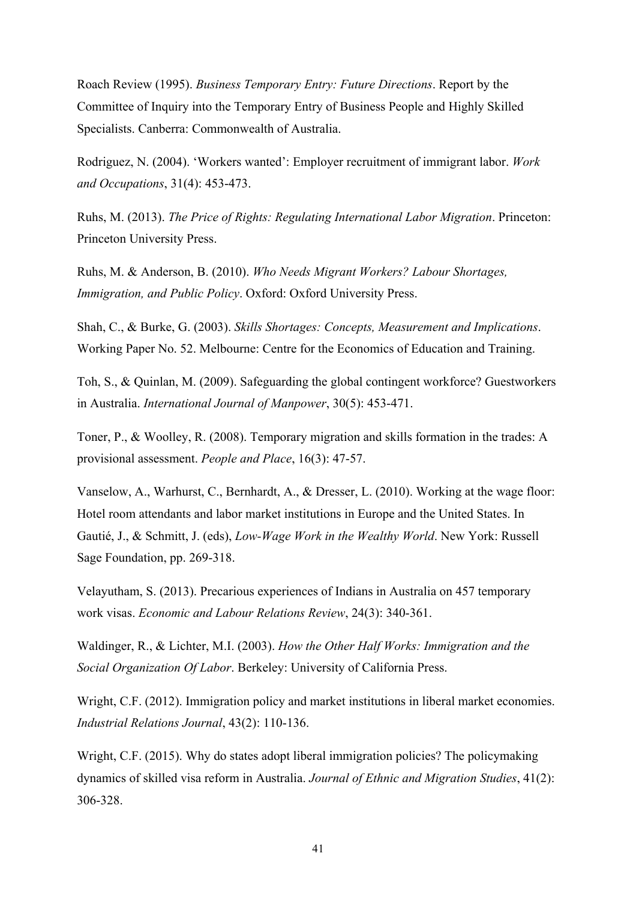Roach Review (1995). *Business Temporary Entry: Future Directions*. Report by the Committee of Inquiry into the Temporary Entry of Business People and Highly Skilled Specialists. Canberra: Commonwealth of Australia.

Rodriguez, N. (2004). 'Workers wanted': Employer recruitment of immigrant labor. *Work and Occupations*, 31(4): 453-473.

Ruhs, M. (2013). *The Price of Rights: Regulating International Labor Migration*. Princeton: Princeton University Press.

Ruhs, M. & Anderson, B. (2010). *Who Needs Migrant Workers? Labour Shortages, Immigration, and Public Policy*. Oxford: Oxford University Press.

Shah, C., & Burke, G. (2003). *Skills Shortages: Concepts, Measurement and Implications*. Working Paper No. 52. Melbourne: Centre for the Economics of Education and Training.

Toh, S., & Quinlan, M. (2009). Safeguarding the global contingent workforce? Guestworkers in Australia. *International Journal of Manpower*, 30(5): 453-471.

Toner, P., & Woolley, R. (2008). Temporary migration and skills formation in the trades: A provisional assessment. *People and Place*, 16(3): 47-57.

Vanselow, A., Warhurst, C., Bernhardt, A., & Dresser, L. (2010). Working at the wage floor: Hotel room attendants and labor market institutions in Europe and the United States. In Gautié, J., & Schmitt, J. (eds), *Low-Wage Work in the Wealthy World*. New York: Russell Sage Foundation, pp. 269-318.

Velayutham, S. (2013). Precarious experiences of Indians in Australia on 457 temporary work visas. *Economic and Labour Relations Review*, 24(3): 340-361.

Waldinger, R., & Lichter, M.I. (2003). *How the Other Half Works: Immigration and the Social Organization Of Labor*. Berkeley: University of California Press.

Wright, C.F. (2012). Immigration policy and market institutions in liberal market economies. *Industrial Relations Journal*, 43(2): 110-136.

Wright, C.F. (2015). Why do states adopt liberal immigration policies? The policymaking dynamics of skilled visa reform in Australia. *Journal of Ethnic and Migration Studies*, 41(2): 306-328.